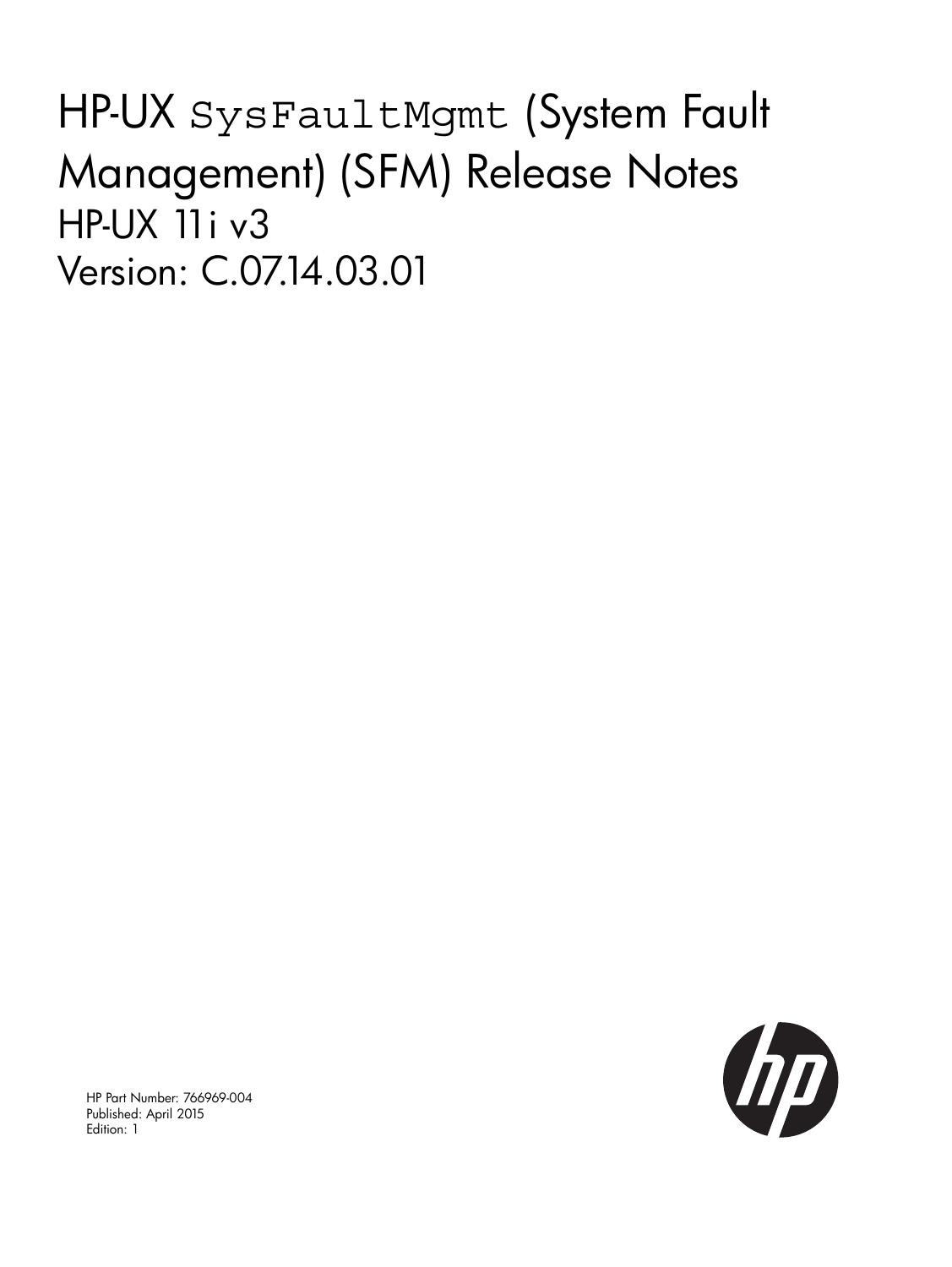# HP-UX `SysFaultMgmt` (System Fault Management) (SFM) Release Notes

## HP-UX 11i v3

## Version: C.07.14.03.01

HP Part Number: 766969-004
Published: April 2015
Edition: 1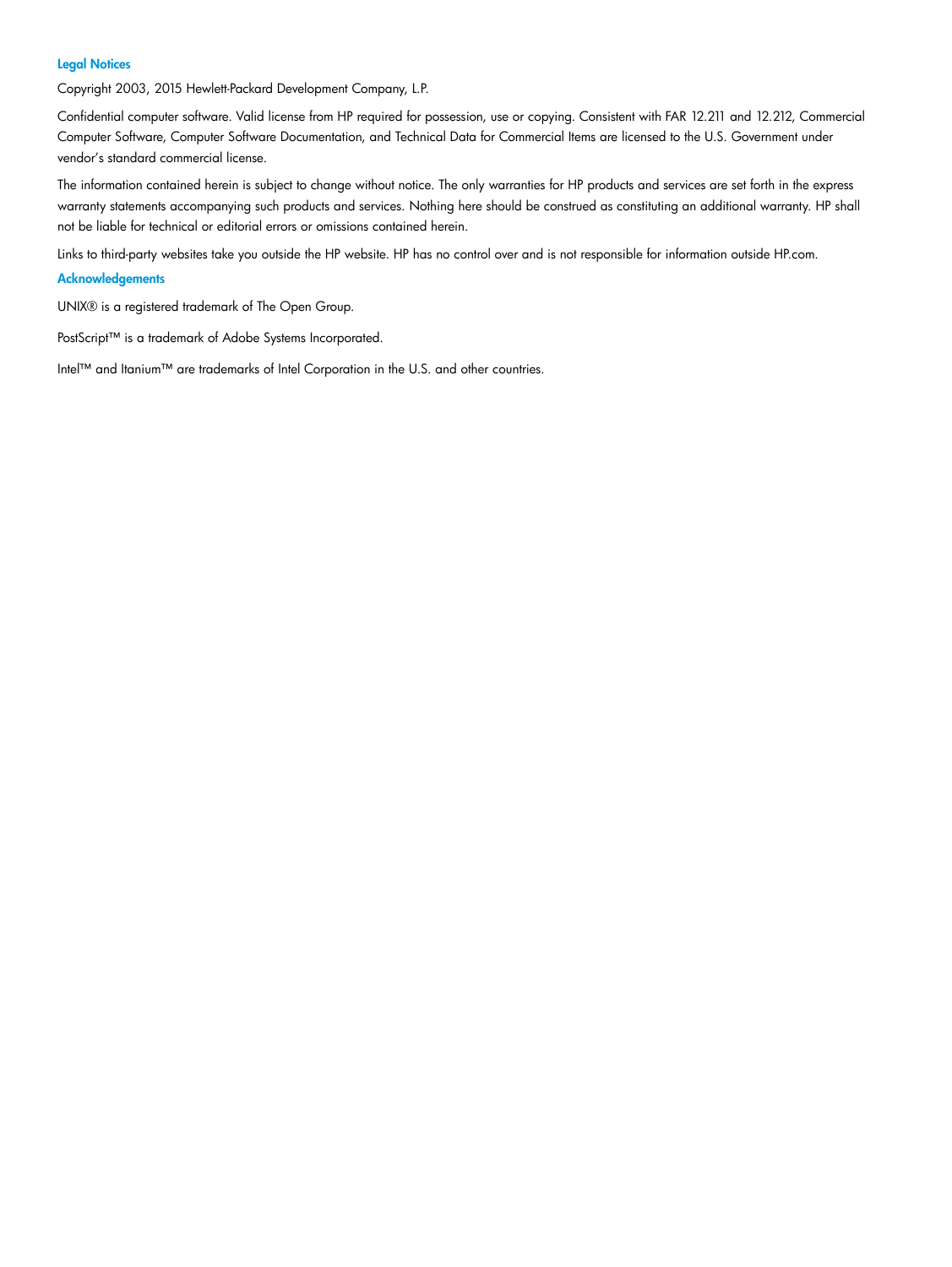## Legal Notices

Copyright 2003, 2015 Hewlett-Packard Development Company, L.P.

Confidential computer software. Valid license from HP required for possession, use or copying. Consistent with FAR 12.211 and 12.212, Commercial Computer Software, Computer Software Documentation, and Technical Data for Commercial Items are licensed to the U.S. Government under vendor's standard commercial license.

The information contained herein is subject to change without notice. The only warranties for HP products and services are set forth in the express warranty statements accompanying such products and services. Nothing here should be construed as constituting an additional warranty. HP shall not be liable for technical or editorial errors or omissions contained herein.

Links to third-party websites take you outside the HP website. HP has no control over and is not responsible for information outside HP.com.

## Acknowledgements

UNIX® is a registered trademark of The Open Group.

PostScript™ is a trademark of Adobe Systems Incorporated.

Intel™ and Itanium™ are trademarks of Intel Corporation in the U.S. and other countries.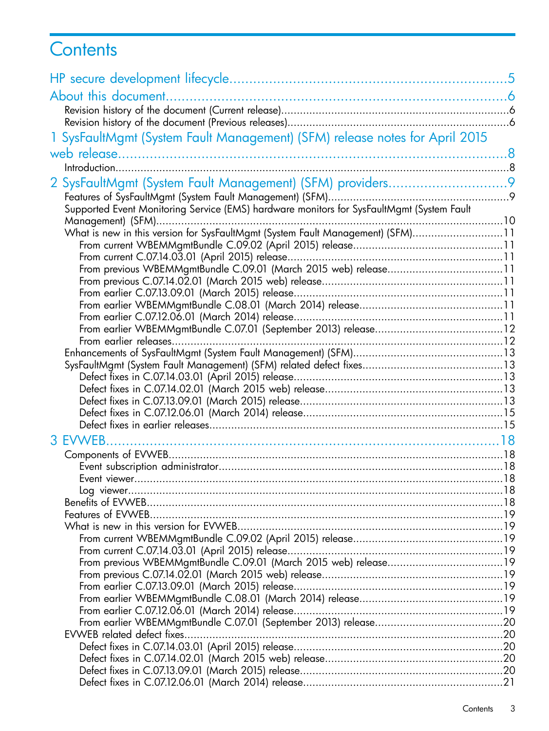# Contents

HP secure development lifecycle....................................................................5

About this document.......................................................................................6

- Revision history of the document (Current release)..........................................................................6
- Revision history of the document (Previous releases)........................................................................6

1 SysFaultMgmt (System Fault Management) (SFM) release notes for April 2015 web release...............................................................................................8

- Introduction........................................................................................................................................8

2 SysFaultMgmt (System Fault Management) (SFM) providers.............................9

- Features of SysFaultMgmt (System Fault Management) (SFM)...........................................................9
- Supported Event Monitoring Service (EMS) hardware monitors for SysFaultMgmt (System Fault Management) (SFM)........................................................................................................................10
- What is new in this version for SysFaultMgmt (System Fault Management) (SFM).............................11
  - From current WBEMMgmtBundle C.09.02 (April 2015) release...............................................11
  - From current C.07.14.03.01 (April 2015) release....................................................................11
  - From previous WBEMMgmtBundle C.09.01 (March 2015 web) release.....................................11
  - From previous C.07.14.02.01 (March 2015 web) release..........................................................11
  - From earlier C.07.13.09.01 (March 2015) release...................................................................11
  - From earlier WBEMMgmtBundle C.08.01 (March 2014) release..............................................11
  - From earlier C.07.12.06.01 (March 2014) release...................................................................11
  - From earlier WBEMMgmtBundle C.07.01 (September 2013) release.........................................12
  - From earlier releases.........................................................................................................12
- Enhancements of SysFaultMgmt (System Fault Management) (SFM)................................................13
- SysFaultMgmt (System Fault Management) (SFM) related defect fixes............................................13
  - Defect fixes in C.07.14.03.01 (April 2015) release..................................................................13
  - Defect fixes in C.07.14.02.01 (March 2015 web) release.........................................................13
  - Defect fixes in C.07.13.09.01 (March 2015) release................................................................13
  - Defect fixes in C.07.12.06.01 (March 2014) release................................................................15
  - Defect fixes in earlier releases.............................................................................................15

3 EVWEB.........................................................................................18

- Components of EVWEB..........................................................................................................18
  - Event subscription administrator...........................................................................................18
  - Event viewer.....................................................................................................................18
  - Log viewer........................................................................................................................18
- Benefits of EVWEB.................................................................................................................18
- Features of EVWEB.................................................................................................................19
- What is new in this version for EVWEB....................................................................................19
  - From current WBEMMgmtBundle C.09.02 (April 2015) release...............................................19
  - From current C.07.14.03.01 (April 2015) release....................................................................19
  - From previous WBEMMgmtBundle C.09.01 (March 2015 web) release.....................................19
  - From previous C.07.14.02.01 (March 2015 web) release..........................................................19
  - From earlier C.07.13.09.01 (March 2015) release...................................................................19
  - From earlier WBEMMgmtBundle C.08.01 (March 2014) release..............................................19
  - From earlier C.07.12.06.01 (March 2014) release...................................................................19
  - From earlier WBEMMgmtBundle C.07.01 (September 2013) release.........................................20
- EVWEB related defect fixes.....................................................................................................20
  - Defect fixes in C.07.14.03.01 (April 2015) release..................................................................20
  - Defect fixes in C.07.14.02.01 (March 2015 web) release.........................................................20
  - Defect fixes in C.07.13.09.01 (March 2015) release................................................................20
  - Defect fixes in C.07.12.06.01 (March 2014) release................................................................21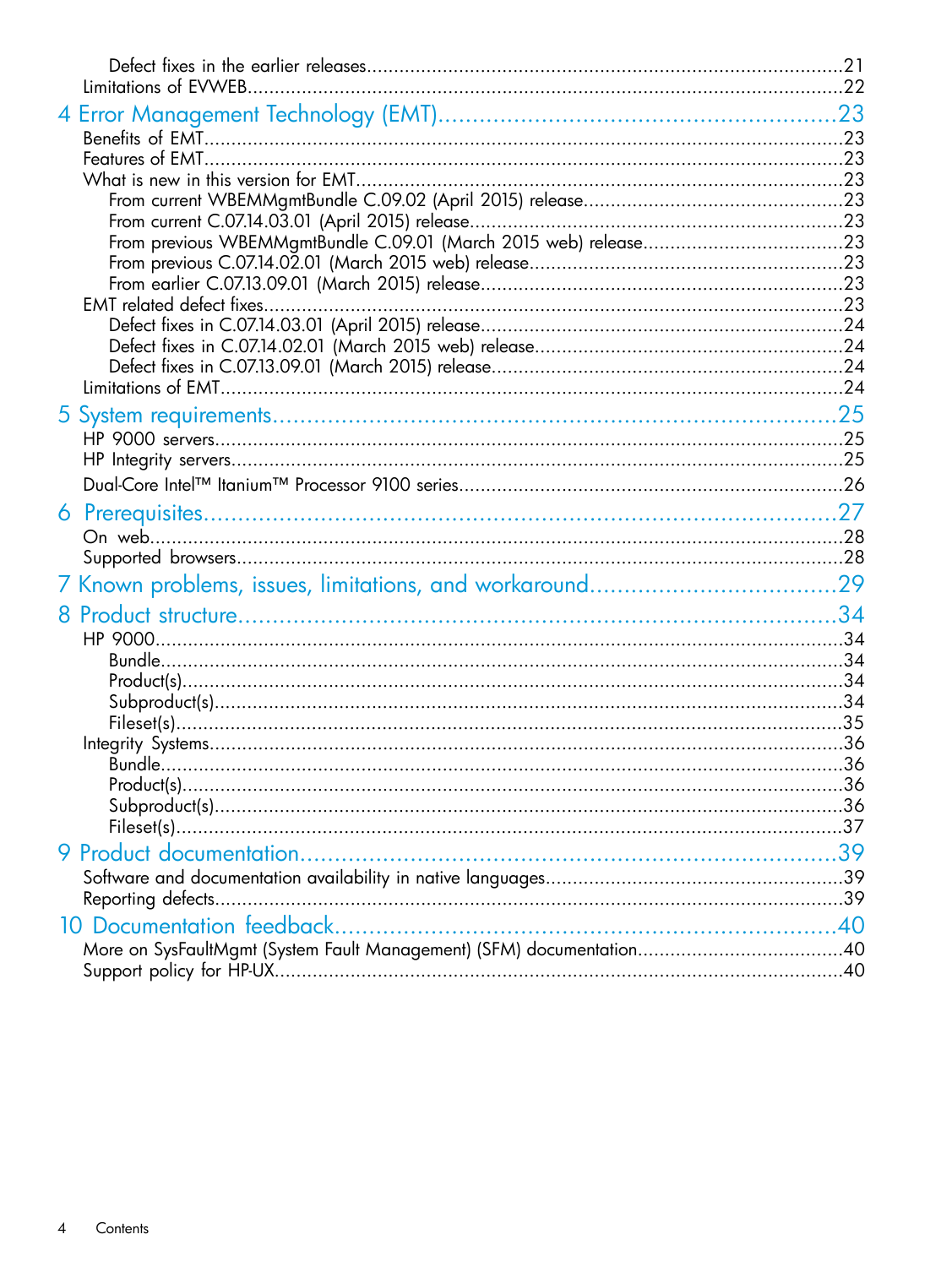Defect fixes in the earlier releases....................................................................................21
Limitations of EVWEB...........................................................................................................22

4 Error Management Technology (EMT)........................................................23
Benefits of EMT....................................................................................................................23
Features of EMT....................................................................................................................23
What is new in this version for EMT.........................................................................................23
From current WBEMMgmtBundle C.09.02 (April 2015) release...............................................23
From current C.07.14.03.01 (April 2015) release....................................................................23
From previous WBEMMgmtBundle C.09.01 (March 2015 web) release....................................23
From previous C.07.14.02.01 (March 2015 web) release.........................................................23
From earlier C.07.13.09.01 (March 2015) release....................................................................23
EMT related defect fixes.........................................................................................................23
Defect fixes in C.07.14.03.01 (April 2015) release.................................................................24
Defect fixes in C.07.14.02.01 (March 2015 web) release.......................................................24
Defect fixes in C.07.13.09.01 (March 2015) release...............................................................24
Limitations of EMT.................................................................................................................24

5 System requirements..................................................................................25
HP 9000 servers....................................................................................................................25
HP Integrity servers................................................................................................................25
Dual-Core Intel™ Itanium™ Processor 9100 series.....................................................................26

6 Prerequisites.............................................................................................27
On web...............................................................................................................................28
Supported browsers...............................................................................................................28

7 Known problems, issues, limitations, and workaround...................................29

8 Product structure........................................................................................34
HP 9000...............................................................................................................................34
Bundle..............................................................................................................................34
Product(s)..........................................................................................................................34
Subproduct(s).....................................................................................................................34
Fileset(s)............................................................................................................................35
Integrity Systems....................................................................................................................36
Bundle..............................................................................................................................36
Product(s)..........................................................................................................................36
Subproduct(s).....................................................................................................................36
Fileset(s)............................................................................................................................37

9 Product documentation..............................................................................39
Software and documentation availability in native languages......................................................39
Reporting defects...................................................................................................................39

10 Documentation feedback.........................................................................40
More on SysFaultMgmt (System Fault Management) (SFM) documentation.....................................40
Support policy for HP-UX........................................................................................................40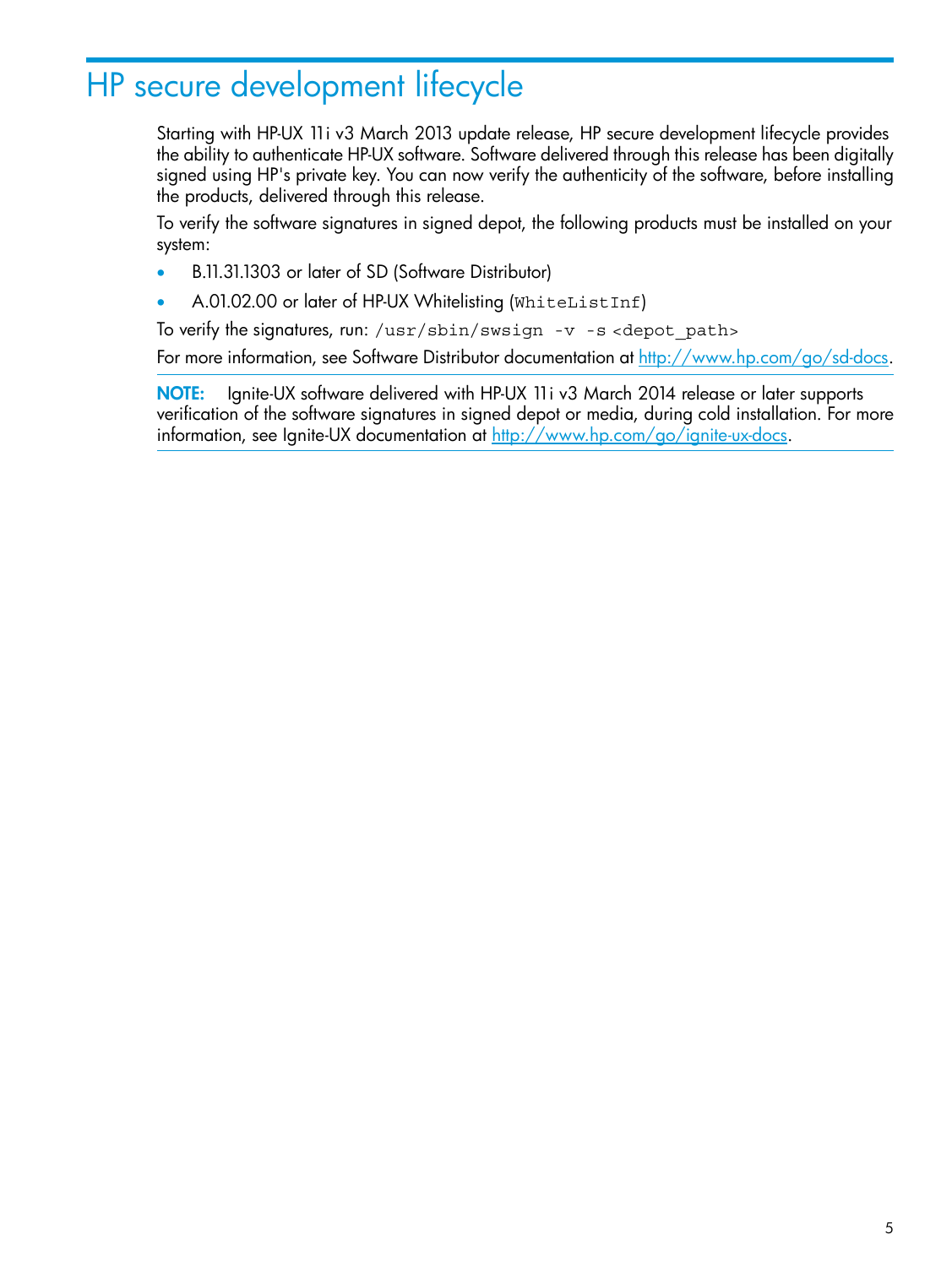# HP secure development lifecycle

Starting with HP-UX 11i v3 March 2013 update release, HP secure development lifecycle provides the ability to authenticate HP-UX software. Software delivered through this release has been digitally signed using HP's private key. You can now verify the authenticity of the software, before installing the products, delivered through this release.

To verify the software signatures in signed depot, the following products must be installed on your system:

- B.11.31.1303 or later of SD (Software Distributor)
- A.01.02.00 or later of HP-UX Whitelisting (`WhiteListInf`)

To verify the signatures, run: `/usr/sbin/swsign -v -s <depot_path>`

For more information, see Software Distributor documentation at http://www.hp.com/go/sd-docs.

**NOTE:** Ignite-UX software delivered with HP-UX 11i v3 March 2014 release or later supports verification of the software signatures in signed depot or media, during cold installation. For more information, see Ignite-UX documentation at http://www.hp.com/go/ignite-ux-docs.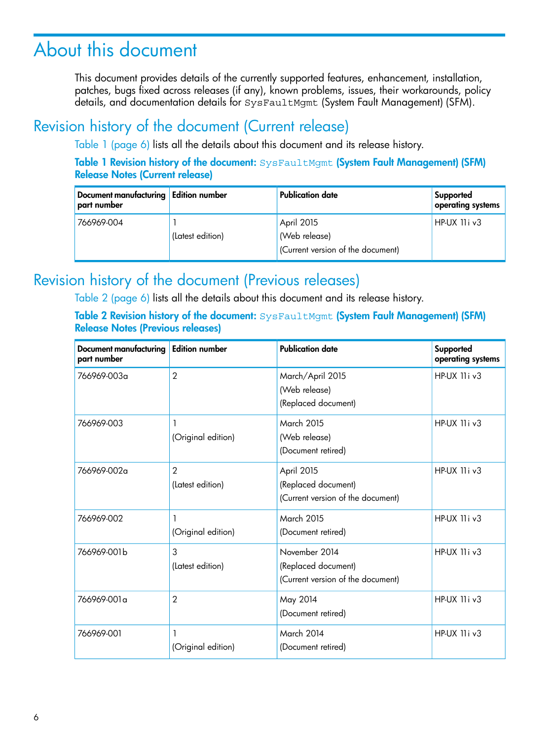# About this document

This document provides details of the currently supported features, enhancement, installation, patches, bugs fixed across releases (if any), known problems, issues, their workarounds, policy details, and documentation details for `SysFaultMgmt` (System Fault Management) (SFM).

## Revision history of the document (Current release)

Table 1 (page 6) lists all the details about this document and its release history.

**Table 1 Revision history of the document: `SysFaultMgmt` (System Fault Management) (SFM) Release Notes (Current release)**

| Document manufacturing part number | Edition number | Publication date | Supported operating systems |
|---|---|---|---|
| 766969-004 | 1<br>(Latest edition) | April 2015<br>(Web release)<br>(Current version of the document) | HP-UX 11i v3 |

## Revision history of the document (Previous releases)

Table 2 (page 6) lists all the details about this document and its release history.

**Table 2 Revision history of the document: `SysFaultMgmt` (System Fault Management) (SFM) Release Notes (Previous releases)**

| Document manufacturing part number | Edition number | Publication date | Supported operating systems |
|---|---|---|---|
| 766969-003a | 2 | March/April 2015<br>(Web release)<br>(Replaced document) | HP-UX 11i v3 |
| 766969-003 | 1<br>(Original edition) | March 2015<br>(Web release)<br>(Document retired) | HP-UX 11i v3 |
| 766969-002a | 2<br>(Latest edition) | April 2015<br>(Replaced document)<br>(Current version of the document) | HP-UX 11i v3 |
| 766969-002 | 1<br>(Original edition) | March 2015<br>(Document retired) | HP-UX 11i v3 |
| 766969-001b | 3<br>(Latest edition) | November 2014<br>(Replaced document)<br>(Current version of the document) | HP-UX 11i v3 |
| 766969-001a | 2 | May 2014<br>(Document retired) | HP-UX 11i v3 |
| 766969-001 | 1<br>(Original edition) | March 2014<br>(Document retired) | HP-UX 11i v3 |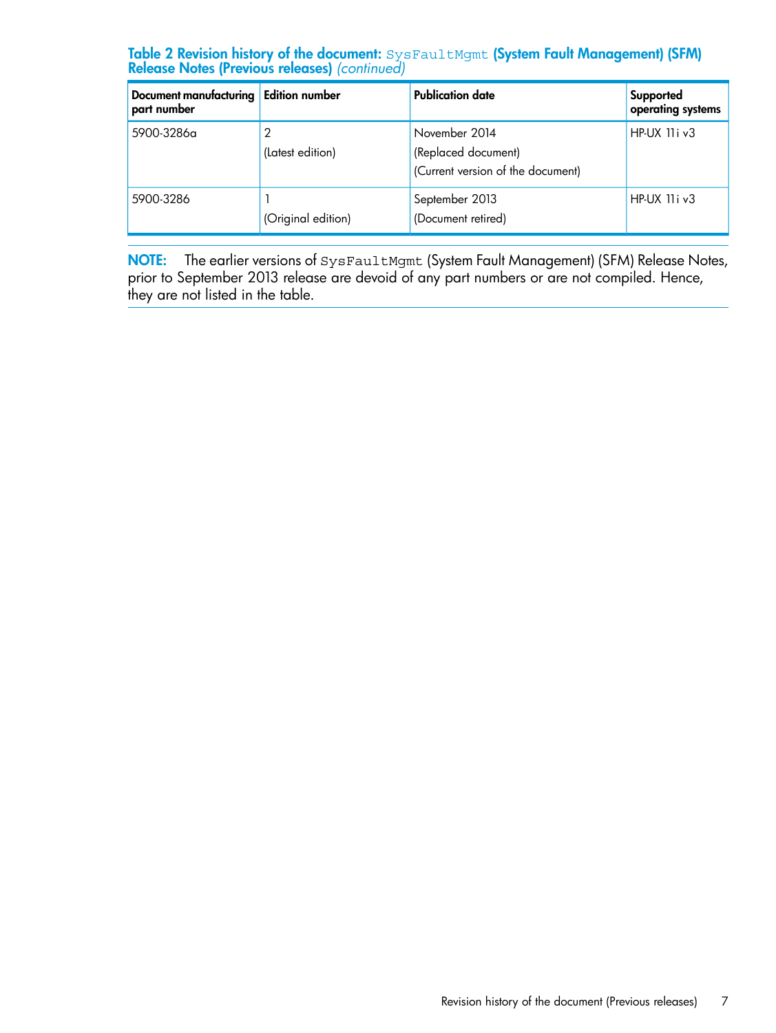**Table 2 Revision history of the document: `SysFaultMgmt` (System Fault Management) (SFM) Release Notes (Previous releases)** *(continued)*

| Document manufacturing part number | Edition number | Publication date | Supported operating systems |
|---|---|---|---|
| 5900-3286a | 2<br>(Latest edition) | November 2014<br>(Replaced document)<br>(Current version of the document) | HP-UX 11i v3 |
| 5900-3286 | 1<br>(Original edition) | September 2013<br>(Document retired) | HP-UX 11i v3 |

**NOTE:** The earlier versions of `SysFaultMgmt` (System Fault Management) (SFM) Release Notes, prior to September 2013 release are devoid of any part numbers or are not compiled. Hence, they are not listed in the table.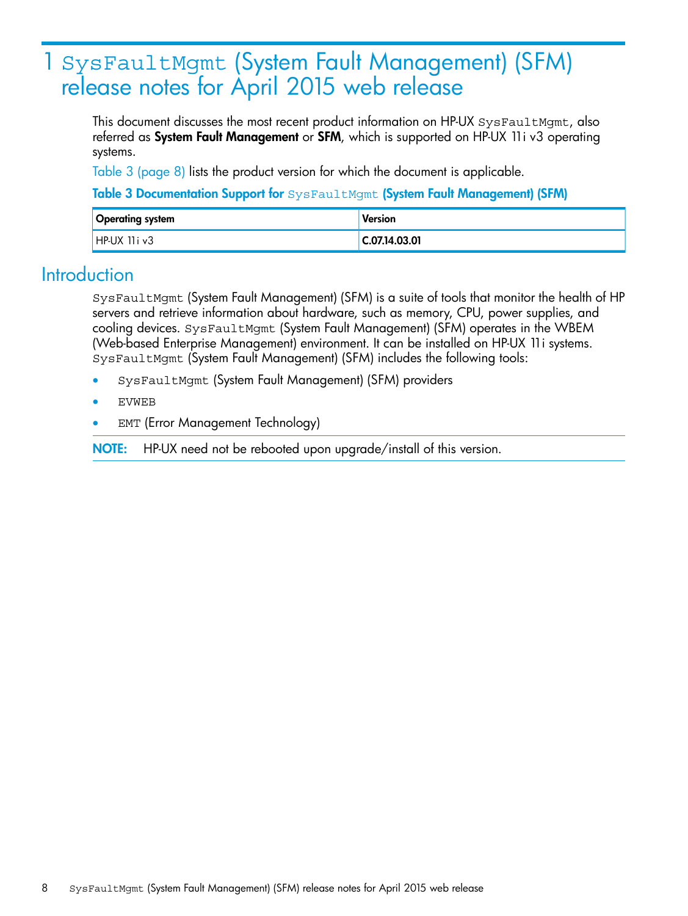# 1 SysFaultMgmt (System Fault Management) (SFM) release notes for April 2015 web release

This document discusses the most recent product information on HP-UX SysFaultMgmt, also referred as **System Fault Management** or **SFM**, which is supported on HP-UX 11i v3 operating systems.

Table 3 (page 8) lists the product version for which the document is applicable.

**Table 3 Documentation Support for SysFaultMgmt (System Fault Management) (SFM)**

| Operating system | Version |
| --- | --- |
| HP-UX 11i v3 | **C.07.14.03.01** |

## Introduction

SysFaultMgmt (System Fault Management) (SFM) is a suite of tools that monitor the health of HP servers and retrieve information about hardware, such as memory, CPU, power supplies, and cooling devices. SysFaultMgmt (System Fault Management) (SFM) operates in the WBEM (Web-based Enterprise Management) environment. It can be installed on HP-UX 11i systems. SysFaultMgmt (System Fault Management) (SFM) includes the following tools:

- SysFaultMgmt (System Fault Management) (SFM) providers
- EVWEB
- EMT (Error Management Technology)

**NOTE:** HP-UX need not be rebooted upon upgrade/install of this version.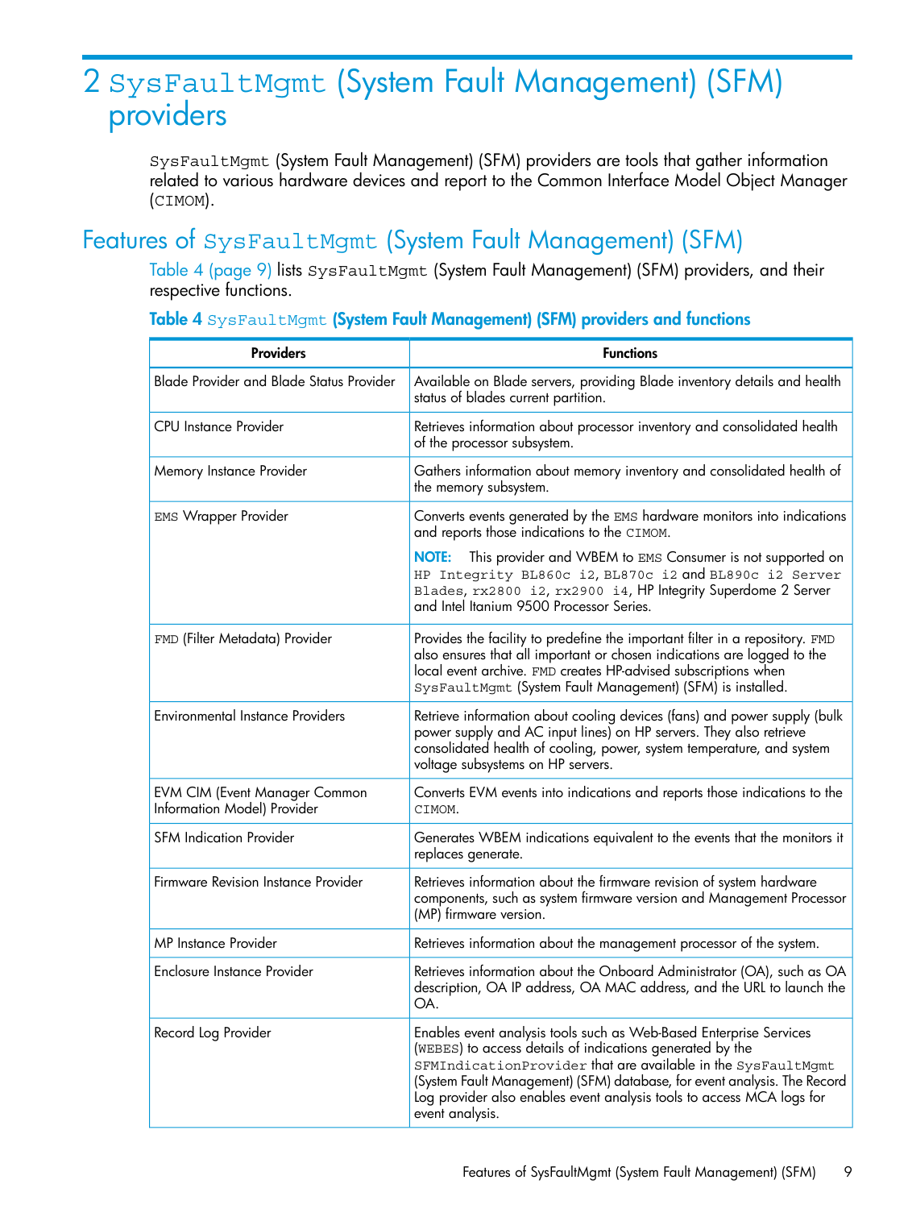# 2 SysFaultMgmt (System Fault Management) (SFM) providers

SysFaultMgmt (System Fault Management) (SFM) providers are tools that gather information related to various hardware devices and report to the Common Interface Model Object Manager (CIMOM).

## Features of SysFaultMgmt (System Fault Management) (SFM)

Table 4 (page 9) lists SysFaultMgmt (System Fault Management) (SFM) providers, and their respective functions.

**Table 4 SysFaultMgmt (System Fault Management) (SFM) providers and functions**

| Providers | Functions |
| --- | --- |
| Blade Provider and Blade Status Provider | Available on Blade servers, providing Blade inventory details and health status of blades current partition. |
| CPU Instance Provider | Retrieves information about processor inventory and consolidated health of the processor subsystem. |
| Memory Instance Provider | Gathers information about memory inventory and consolidated health of the memory subsystem. |
| EMS Wrapper Provider | Converts events generated by the EMS hardware monitors into indications and reports those indications to the CIMOM.<br><br>**NOTE:** This provider and WBEM to EMS Consumer is not supported on HP Integrity BL860c i2, BL870c i2 and BL890c i2 Server Blades, rx2800 i2, rx2900 i4, HP Integrity Superdome 2 Server and Intel Itanium 9500 Processor Series. |
| FMD (Filter Metadata) Provider | Provides the facility to predefine the important filter in a repository. FMD also ensures that all important or chosen indications are logged to the local event archive. FMD creates HP-advised subscriptions when SysFaultMgmt (System Fault Management) (SFM) is installed. |
| Environmental Instance Providers | Retrieve information about cooling devices (fans) and power supply (bulk power supply and AC input lines) on HP servers. They also retrieve consolidated health of cooling, power, system temperature, and system voltage subsystems on HP servers. |
| EVM CIM (Event Manager Common Information Model) Provider | Converts EVM events into indications and reports those indications to the CIMOM. |
| SFM Indication Provider | Generates WBEM indications equivalent to the events that the monitors it replaces generate. |
| Firmware Revision Instance Provider | Retrieves information about the firmware revision of system hardware components, such as system firmware version and Management Processor (MP) firmware version. |
| MP Instance Provider | Retrieves information about the management processor of the system. |
| Enclosure Instance Provider | Retrieves information about the Onboard Administrator (OA), such as OA description, OA IP address, OA MAC address, and the URL to launch the OA. |
| Record Log Provider | Enables event analysis tools such as Web-Based Enterprise Services (WEBES) to access details of indications generated by the SFMIndicationProvider that are available in the SysFaultMgmt (System Fault Management) (SFM) database, for event analysis. The Record Log provider also enables event analysis tools to access MCA logs for event analysis. |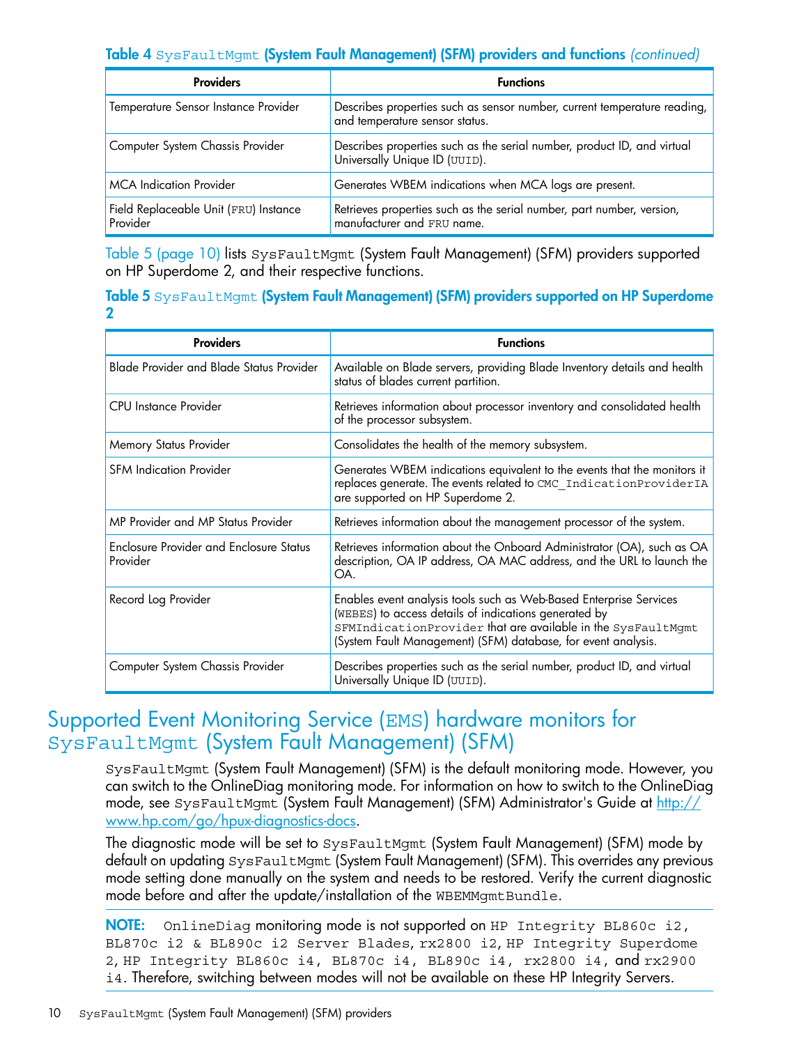**Table 4 SysFaultMgmt (System Fault Management) (SFM) providers and functions *(continued)***

| Providers | Functions |
|---|---|
| Temperature Sensor Instance Provider | Describes properties such as sensor number, current temperature reading, and temperature sensor status. |
| Computer System Chassis Provider | Describes properties such as the serial number, product ID, and virtual Universally Unique ID (UUID). |
| MCA Indication Provider | Generates WBEM indications when MCA logs are present. |
| Field Replaceable Unit (FRU) Instance Provider | Retrieves properties such as the serial number, part number, version, manufacturer and FRU name. |

Table 5 (page 10) lists SysFaultMgmt (System Fault Management) (SFM) providers supported on HP Superdome 2, and their respective functions.

**Table 5 SysFaultMgmt (System Fault Management) (SFM) providers supported on HP Superdome 2**

| Providers | Functions |
|---|---|
| Blade Provider and Blade Status Provider | Available on Blade servers, providing Blade Inventory details and health status of blades current partition. |
| CPU Instance Provider | Retrieves information about processor inventory and consolidated health of the processor subsystem. |
| Memory Status Provider | Consolidates the health of the memory subsystem. |
| SFM Indication Provider | Generates WBEM indications equivalent to the events that the monitors it replaces generate. The events related to CMC_IndicationProviderIA are supported on HP Superdome 2. |
| MP Provider and MP Status Provider | Retrieves information about the management processor of the system. |
| Enclosure Provider and Enclosure Status Provider | Retrieves information about the Onboard Administrator (OA), such as OA description, OA IP address, OA MAC address, and the URL to launch the OA. |
| Record Log Provider | Enables event analysis tools such as Web-Based Enterprise Services (WEBES) to access details of indications generated by SFMIndicationProvider that are available in the SysFaultMgmt (System Fault Management) (SFM) database, for event analysis. |
| Computer System Chassis Provider | Describes properties such as the serial number, product ID, and virtual Universally Unique ID (UUID). |

# Supported Event Monitoring Service (EMS) hardware monitors for SysFaultMgmt (System Fault Management) (SFM)

SysFaultMgmt (System Fault Management) (SFM) is the default monitoring mode. However, you can switch to the OnlineDiag monitoring mode. For information on how to switch to the OnlineDiag mode, see SysFaultMgmt (System Fault Management) (SFM) Administrator's Guide at http://www.hp.com/go/hpux-diagnostics-docs.

The diagnostic mode will be set to SysFaultMgmt (System Fault Management) (SFM) mode by default on updating SysFaultMgmt (System Fault Management) (SFM). This overrides any previous mode setting done manually on the system and needs to be restored. Verify the current diagnostic mode before and after the update/installation of the WBEMMgmtBundle.

**NOTE:** OnlineDiag monitoring mode is not supported on HP Integrity BL860c i2, BL870c i2 & BL890c i2 Server Blades, rx2800 i2, HP Integrity Superdome 2, HP Integrity BL860c i4, BL870c i4, BL890c i4, rx2800 i4, and rx2900 i4. Therefore, switching between modes will not be available on these HP Integrity Servers.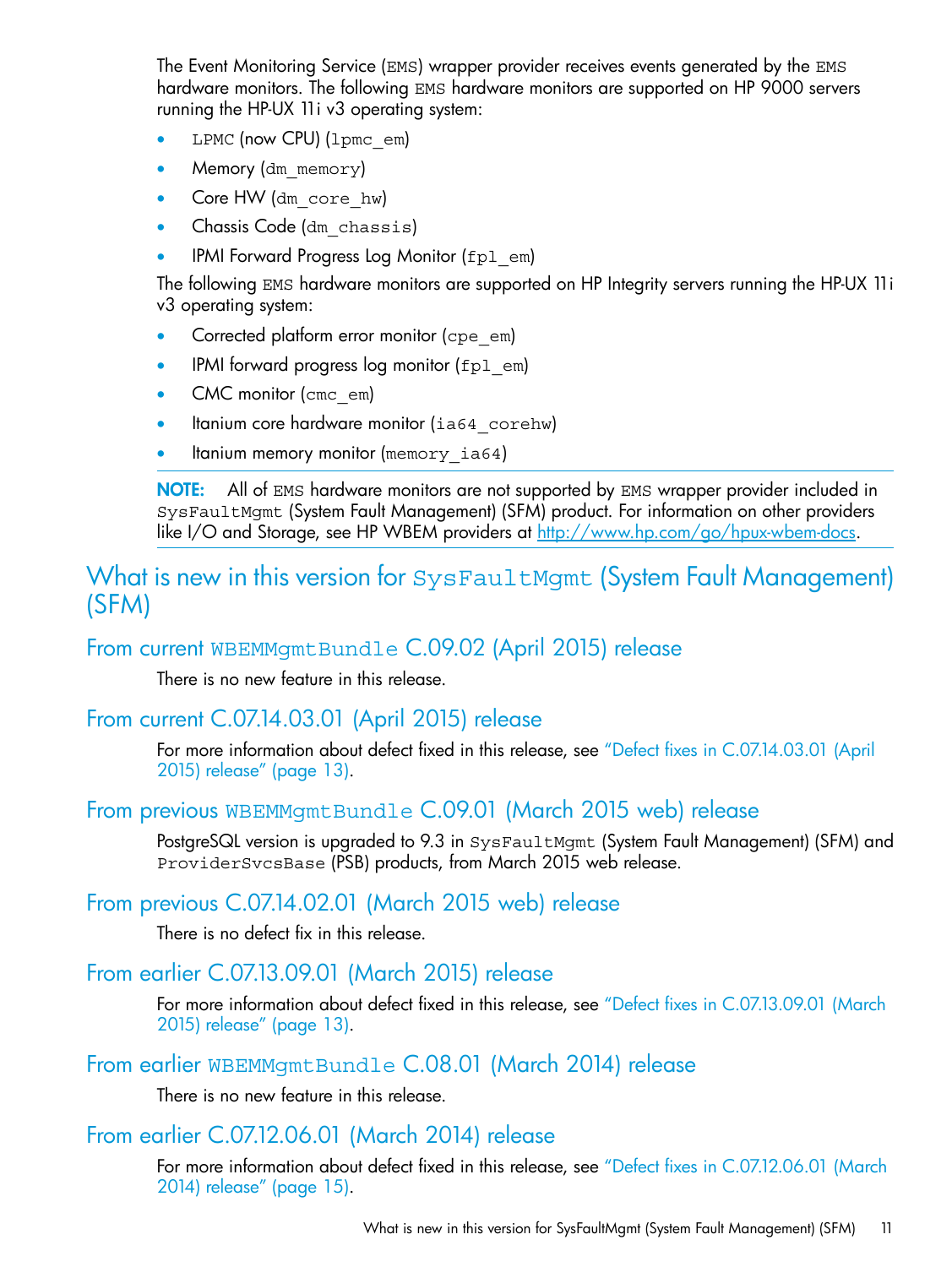The Event Monitoring Service (EMS) wrapper provider receives events generated by the EMS hardware monitors. The following EMS hardware monitors are supported on HP 9000 servers running the HP-UX 11i v3 operating system:

- LPMC (now CPU) (lpmc_em)
- Memory (dm_memory)
- Core HW (dm_core_hw)
- Chassis Code (dm_chassis)
- IPMI Forward Progress Log Monitor (fpl_em)

The following EMS hardware monitors are supported on HP Integrity servers running the HP-UX 11i v3 operating system:

- Corrected platform error monitor (cpe_em)
- IPMI forward progress log monitor (fpl_em)
- CMC monitor (cmc_em)
- Itanium core hardware monitor (ia64_corehw)
- Itanium memory monitor (memory_ia64)

**NOTE:** All of EMS hardware monitors are not supported by EMS wrapper provider included in SysFaultMgmt (System Fault Management) (SFM) product. For information on other providers like I/O and Storage, see HP WBEM providers at http://www.hp.com/go/hpux-wbem-docs.

# What is new in this version for SysFaultMgmt (System Fault Management) (SFM)

## From current WBEMMgmtBundle C.09.02 (April 2015) release

There is no new feature in this release.

## From current C.07.14.03.01 (April 2015) release

For more information about defect fixed in this release, see "Defect fixes in C.07.14.03.01 (April 2015) release" (page 13).

## From previous WBEMMgmtBundle C.09.01 (March 2015 web) release

PostgreSQL version is upgraded to 9.3 in SysFaultMgmt (System Fault Management) (SFM) and ProviderSvcsBase (PSB) products, from March 2015 web release.

## From previous C.07.14.02.01 (March 2015 web) release

There is no defect fix in this release.

## From earlier C.07.13.09.01 (March 2015) release

For more information about defect fixed in this release, see "Defect fixes in C.07.13.09.01 (March 2015) release" (page 13).

## From earlier WBEMMgmtBundle C.08.01 (March 2014) release

There is no new feature in this release.

## From earlier C.07.12.06.01 (March 2014) release

For more information about defect fixed in this release, see "Defect fixes in C.07.12.06.01 (March 2014) release" (page 15).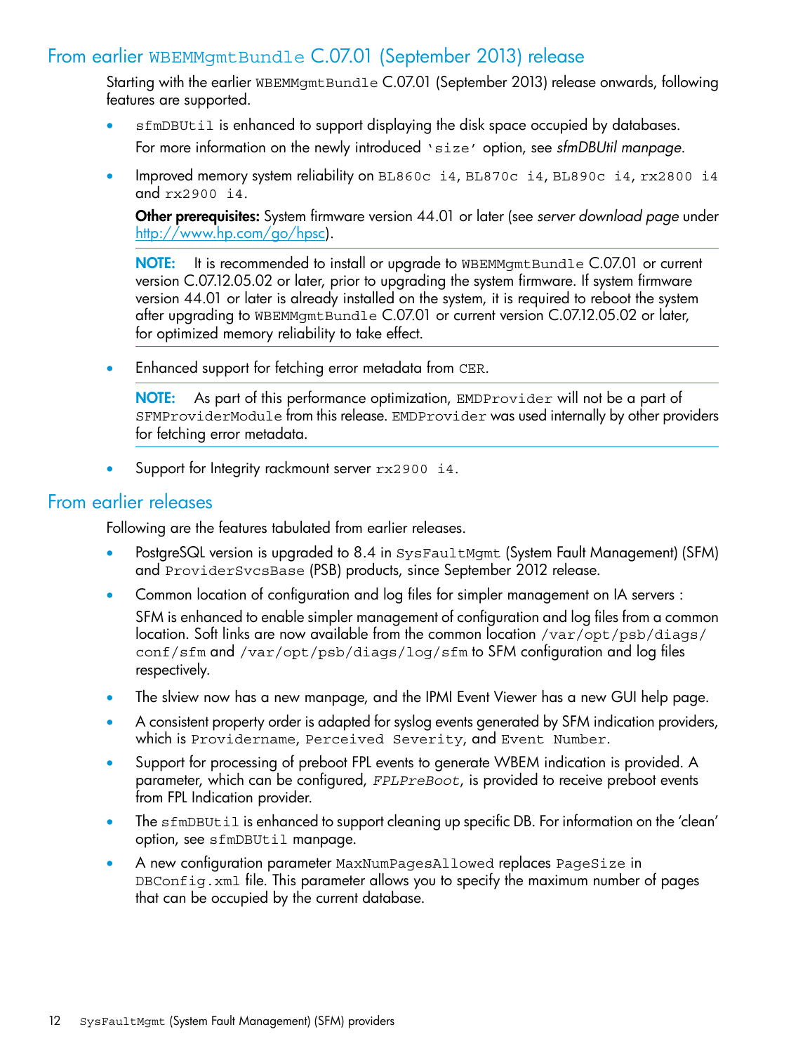## From earlier WBEMMgmtBundle C.07.01 (September 2013) release

Starting with the earlier WBEMMgmtBundle C.07.01 (September 2013) release onwards, following features are supported.

- sfmDBUtil is enhanced to support displaying the disk space occupied by databases.

  For more information on the newly introduced 'size' option, see *sfmDBUtil manpage*.

- Improved memory system reliability on BL860c i4, BL870c i4, BL890c i4, rx2800 i4 and rx2900 i4.

  **Other prerequisites:** System firmware version 44.01 or later (see *server download page* under http://www.hp.com/go/hpsc).

  **NOTE:** It is recommended to install or upgrade to WBEMMgmtBundle C.07.01 or current version C.07.12.05.02 or later, prior to upgrading the system firmware. If system firmware version 44.01 or later is already installed on the system, it is required to reboot the system after upgrading to WBEMMgmtBundle C.07.01 or current version C.07.12.05.02 or later, for optimized memory reliability to take effect.

- Enhanced support for fetching error metadata from CER.

  **NOTE:** As part of this performance optimization, EMDProvider will not be a part of SFMProviderModule from this release. EMDProvider was used internally by other providers for fetching error metadata.

- Support for Integrity rackmount server rx2900 i4.

## From earlier releases

Following are the features tabulated from earlier releases.

- PostgreSQL version is upgraded to 8.4 in SysFaultMgmt (System Fault Management) (SFM) and ProviderSvcsBase (PSB) products, since September 2012 release.
- Common location of configuration and log files for simpler management on IA servers :

  SFM is enhanced to enable simpler management of configuration and log files from a common location. Soft links are now available from the common location /var/opt/psb/diags/conf/sfm and /var/opt/psb/diags/log/sfm to SFM configuration and log files respectively.

- The slview now has a new manpage, and the IPMI Event Viewer has a new GUI help page.
- A consistent property order is adapted for syslog events generated by SFM indication providers, which is Providername, Perceived Severity, and Event Number.
- Support for processing of preboot FPL events to generate WBEM indication is provided. A parameter, which can be configured, *FPLPreBoot*, is provided to receive preboot events from FPL Indication provider.
- The sfmDBUtil is enhanced to support cleaning up specific DB. For information on the 'clean' option, see sfmDBUtil manpage.
- A new configuration parameter MaxNumPagesAllowed replaces PageSize in DBConfig.xml file. This parameter allows you to specify the maximum number of pages that can be occupied by the current database.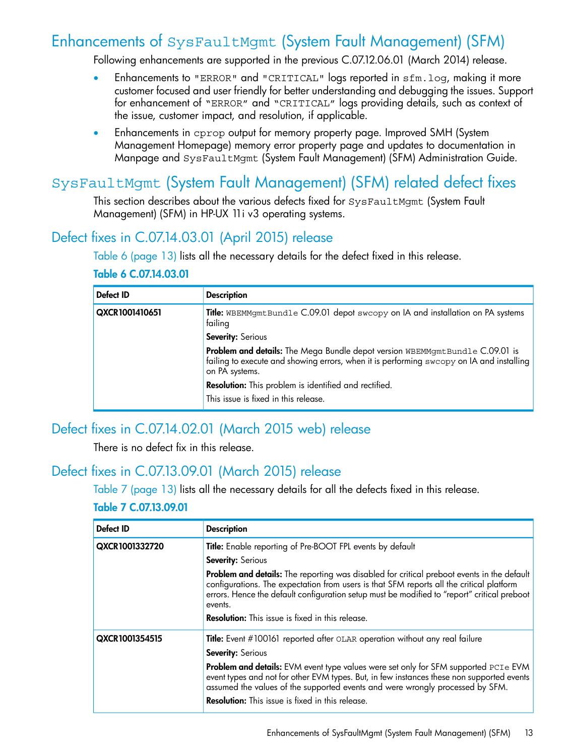## Enhancements of `SysFaultMgmt` (System Fault Management) (SFM)

Following enhancements are supported in the previous C.07.12.06.01 (March 2014) release.

- Enhancements to `"ERROR"` and `"CRITICAL"` logs reported in `sfm.log`, making it more customer focused and user friendly for better understanding and debugging the issues. Support for enhancement of `"ERROR"` and `"CRITICAL"` logs providing details, such as context of the issue, customer impact, and resolution, if applicable.
- Enhancements in `cprop` output for memory property page. Improved SMH (System Management Homepage) memory error property page and updates to documentation in Manpage and `SysFaultMgmt` (System Fault Management) (SFM) Administration Guide.

## `SysFaultMgmt` (System Fault Management) (SFM) related defect fixes

This section describes about the various defects fixed for `SysFaultMgmt` (System Fault Management) (SFM) in HP-UX 11i v3 operating systems.

### Defect fixes in C.07.14.03.01 (April 2015) release

Table 6 (page 13) lists all the necessary details for the defect fixed in this release.

**Table 6 C.07.14.03.01**

| Defect ID | Description |
| --- | --- |
| **QXCR1001410651** | **Title:** `WBEMMgmtBundle` C.09.01 depot `swcopy` on IA and installation on PA systems failing<br>**Severity:** Serious<br>**Problem and details:** The Mega Bundle depot version `WBEMMgmtBundle` C.09.01 is failing to execute and showing errors, when it is performing `swcopy` on IA and installing on PA systems.<br>**Resolution:** This problem is identified and rectified.<br>This issue is fixed in this release. |

### Defect fixes in C.07.14.02.01 (March 2015 web) release

There is no defect fix in this release.

### Defect fixes in C.07.13.09.01 (March 2015) release

Table 7 (page 13) lists all the necessary details for all the defects fixed in this release.

**Table 7 C.07.13.09.01**

| Defect ID | Description |
| --- | --- |
| **QXCR1001332720** | **Title:** Enable reporting of Pre-BOOT FPL events by default<br>**Severity:** Serious<br>**Problem and details:** The reporting was disabled for critical preboot events in the default configurations. The expectation from users is that SFM reports all the critical platform errors. Hence the default configuration setup must be modified to "report" critical preboot events.<br>**Resolution:** This issue is fixed in this release. |
| **QXCR1001354515** | **Title:** Event #100161 reported after `OLAR` operation without any real failure<br>**Severity:** Serious<br>**Problem and details:** EVM event type values were set only for SFM supported `PCIe` EVM event types and not for other EVM types. But, in few instances these non supported events assumed the values of the supported events and were wrongly processed by SFM.<br>**Resolution:** This issue is fixed in this release. |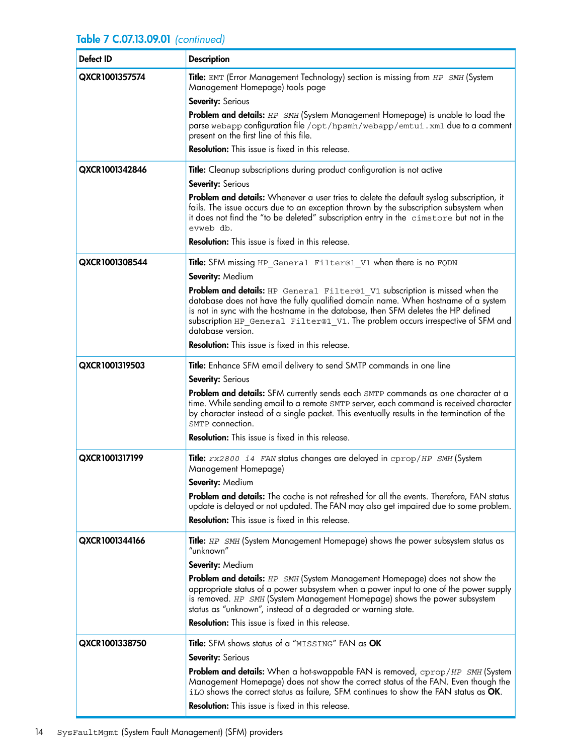**Table 7 C.07.13.09.01** *(continued)*

| Defect ID | Description |
|---|---|
| QXCR1001357574 | **Title:** EMT (Error Management Technology) section is missing from *HP SMH* (System Management Homepage) tools page<br>**Severity:** Serious<br>**Problem and details:** *HP SMH* (System Management Homepage) is unable to load the parse webapp configuration file /opt/hpsmh/webapp/emtui.xml due to a comment present on the first line of this file.<br>**Resolution:** This issue is fixed in this release. |
| QXCR1001342846 | **Title:** Cleanup subscriptions during product configuration is not active<br>**Severity:** Serious<br>**Problem and details:** Whenever a user tries to delete the default syslog subscription, it fails. The issue occurs due to an exception thrown by the subscription subsystem when it does not find the "to be deleted" subscription entry in the cimstore but not in the evweb db.<br>**Resolution:** This issue is fixed in this release. |
| QXCR1001308544 | **Title:** SFM missing HP_General Filter@1_V1 when there is no FQDN<br>**Severity:** Medium<br>**Problem and details:** HP General Filter@1_V1 subscription is missed when the database does not have the fully qualified domain name. When hostname of a system is not in sync with the hostname in the database, then SFM deletes the HP defined subscription HP_General Filter@1_V1. The problem occurs irrespective of SFM and database version.<br>**Resolution:** This issue is fixed in this release. |
| QXCR1001319503 | **Title:** Enhance SFM email delivery to send SMTP commands in one line<br>**Severity:** Serious<br>**Problem and details:** SFM currently sends each SMTP commands as one character at a time. While sending email to a remote SMTP server, each command is received character by character instead of a single packet. This eventually results in the termination of the SMTP connection.<br>**Resolution:** This issue is fixed in this release. |
| QXCR1001317199 | **Title:** *rx2800 i4 FAN* status changes are delayed in cprop/*HP SMH* (System Management Homepage)<br>**Severity:** Medium<br>**Problem and details:** The cache is not refreshed for all the events. Therefore, FAN status update is delayed or not updated. The FAN may also get impaired due to some problem.<br>**Resolution:** This issue is fixed in this release. |
| QXCR1001344166 | **Title:** *HP SMH* (System Management Homepage) shows the power subsystem status as "unknown"<br>**Severity:** Medium<br>**Problem and details:** *HP SMH* (System Management Homepage) does not show the appropriate status of a power subsystem when a power input to one of the power supply is removed. *HP SMH* (System Management Homepage) shows the power subsystem status as "unknown", instead of a degraded or warning state.<br>**Resolution:** This issue is fixed in this release. |
| QXCR1001338750 | **Title:** SFM shows status of a "MISSING" FAN as **OK**<br>**Severity:** Serious<br>**Problem and details:** When a hot-swappable FAN is removed, cprop/*HP SMH* (System Management Homepage) does not show the correct status of the FAN. Even though the iLO shows the correct status as failure, SFM continues to show the FAN status as **OK**.<br>**Resolution:** This issue is fixed in this release. |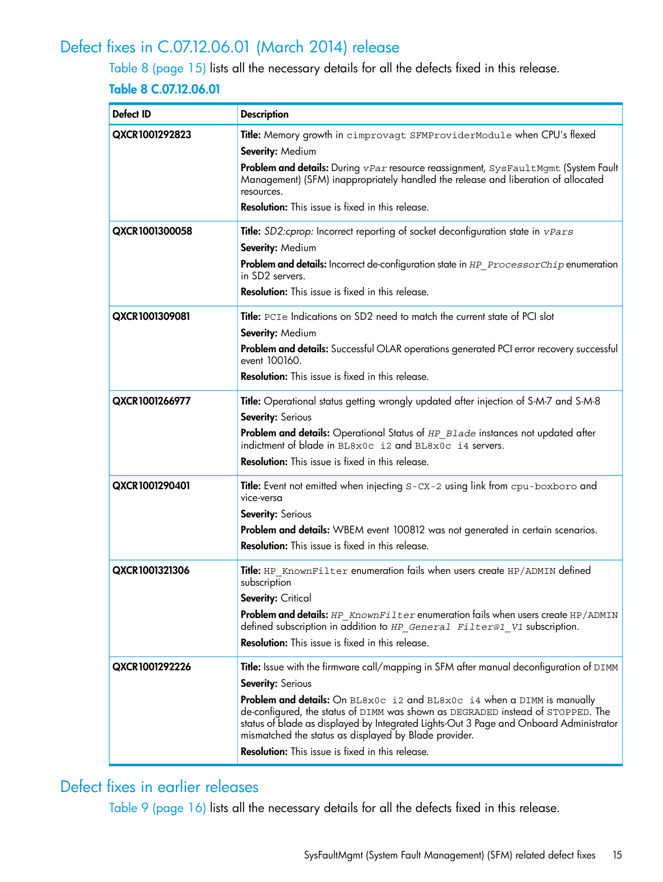## Defect fixes in C.07.12.06.01 (March 2014) release

Table 8 (page 15) lists all the necessary details for all the defects fixed in this release.

**Table 8 C.07.12.06.01**

| Defect ID | Description |
|---|---|
| QXCR1001292823 | **Title:** Memory growth in `cimprovagt SFMProviderModule` when CPU's flexed<br>**Severity:** Medium<br>**Problem and details:** During *vPar* resource reassignment, `SysFaultMgmt` (System Fault Management) (SFM) inappropriately handled the release and liberation of allocated resources.<br>**Resolution:** This issue is fixed in this release. |
| QXCR1001300058 | **Title:** *SD2:cprop:* Incorrect reporting of socket deconfiguration state in *vPars*<br>**Severity:** Medium<br>**Problem and details:** Incorrect de-configuration state in *HP_ProcessorChip* enumeration in SD2 servers.<br>**Resolution:** This issue is fixed in this release. |
| QXCR1001309081 | **Title:** `PCIe` Indications on SD2 need to match the current state of PCI slot<br>**Severity:** Medium<br>**Problem and details:** Successful OLAR operations generated PCI error recovery successful event 100160.<br>**Resolution:** This issue is fixed in this release. |
| QXCR1001266977 | **Title:** Operational status getting wrongly updated after injection of S-M-7 and S-M-8<br>**Severity:** Serious<br>**Problem and details:** Operational Status of *HP_Blade* instances not updated after indictment of blade in `BL8x0c i2` and `BL8x0c i4` servers.<br>**Resolution:** This issue is fixed in this release. |
| QXCR1001290401 | **Title:** Event not emitted when injecting `S-CX-2` using link from `cpu-boxboro` and vice-versa<br>**Severity:** Serious<br>**Problem and details:** WBEM event 100812 was not generated in certain scenarios.<br>**Resolution:** This issue is fixed in this release. |
| QXCR1001321306 | **Title:** `HP_KnownFilter` enumeration fails when users create `HP/ADMIN` defined subscription<br>**Severity:** Critical<br>**Problem and details:** *HP_KnownFilter* enumeration fails when users create `HP/ADMIN` defined subscription in addition to *HP_General Filter@1_V1* subscription.<br>**Resolution:** This issue is fixed in this release. |
| QXCR1001292226 | **Title:** Issue with the firmware call/mapping in SFM after manual deconfiguration of `DIMM`<br>**Severity:** Serious<br>**Problem and details:** On `BL8x0c i2` and `BL8x0c i4` when a `DIMM` is manually de-configured, the status of `DIMM` was shown as `DEGRADED` instead of `STOPPED`. The status of blade as displayed by Integrated Lights-Out 3 Page and Onboard Administrator mismatched the status as displayed by Blade provider.<br>**Resolution:** This issue is fixed in this release. |

## Defect fixes in earlier releases

Table 9 (page 16) lists all the necessary details for all the defects fixed in this release.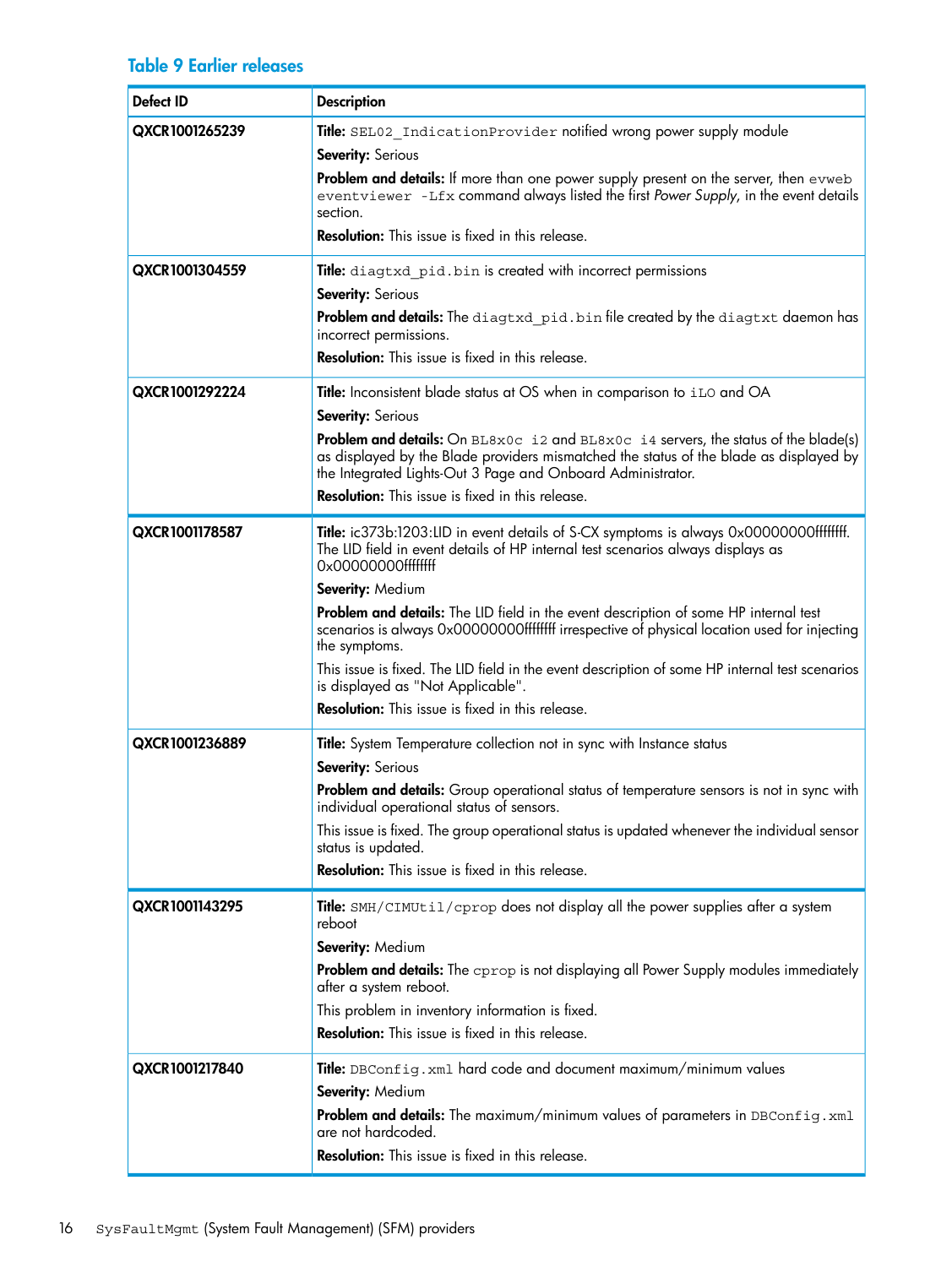**Table 9 Earlier releases**

| Defect ID | Description |
| --- | --- |
| QXCR1001265239 | **Title:** `SEL02_IndicationProvider` notified wrong power supply module<br>**Severity:** Serious<br>**Problem and details:** If more than one power supply present on the server, then `evweb eventviewer -Lfx` command always listed the first *Power Supply*, in the event details section.<br>**Resolution:** This issue is fixed in this release. |
| QXCR1001304559 | **Title:** `diagtxd_pid.bin` is created with incorrect permissions<br>**Severity:** Serious<br>**Problem and details:** The `diagtxd_pid.bin` file created by the `diagtxt` daemon has incorrect permissions.<br>**Resolution:** This issue is fixed in this release. |
| QXCR1001292224 | **Title:** Inconsistent blade status at OS when in comparison to `iLO` and OA<br>**Severity:** Serious<br>**Problem and details:** On `BL8x0c i2` and `BL8x0c i4` servers, the status of the blade(s) as displayed by the Blade providers mismatched the status of the blade as displayed by the Integrated Lights-Out 3 Page and Onboard Administrator.<br>**Resolution:** This issue is fixed in this release. |
| QXCR1001178587 | **Title:** ic373b:1203:LID in event details of S-CX symptoms is always 0x00000000ffffffff. The LID field in event details of HP internal test scenarios always displays as 0x00000000ffffffff<br>**Severity:** Medium<br>**Problem and details:** The LID field in the event description of some HP internal test scenarios is always 0x00000000ffffffff irrespective of physical location used for injecting the symptoms.<br>This issue is fixed. The LID field in the event description of some HP internal test scenarios is displayed as "Not Applicable".<br>**Resolution:** This issue is fixed in this release. |
| QXCR1001236889 | **Title:** System Temperature collection not in sync with Instance status<br>**Severity:** Serious<br>**Problem and details:** Group operational status of temperature sensors is not in sync with individual operational status of sensors.<br>This issue is fixed. The group operational status is updated whenever the individual sensor status is updated.<br>**Resolution:** This issue is fixed in this release. |
| QXCR1001143295 | **Title:** `SMH/CIMUtil/cprop` does not display all the power supplies after a system reboot<br>**Severity:** Medium<br>**Problem and details:** The `cprop` is not displaying all Power Supply modules immediately after a system reboot.<br>This problem in inventory information is fixed.<br>**Resolution:** This issue is fixed in this release. |
| QXCR1001217840 | **Title:** `DBConfig.xml` hard code and document maximum/minimum values<br>**Severity:** Medium<br>**Problem and details:** The maximum/minimum values of parameters in `DBConfig.xml` are not hardcoded.<br>**Resolution:** This issue is fixed in this release. |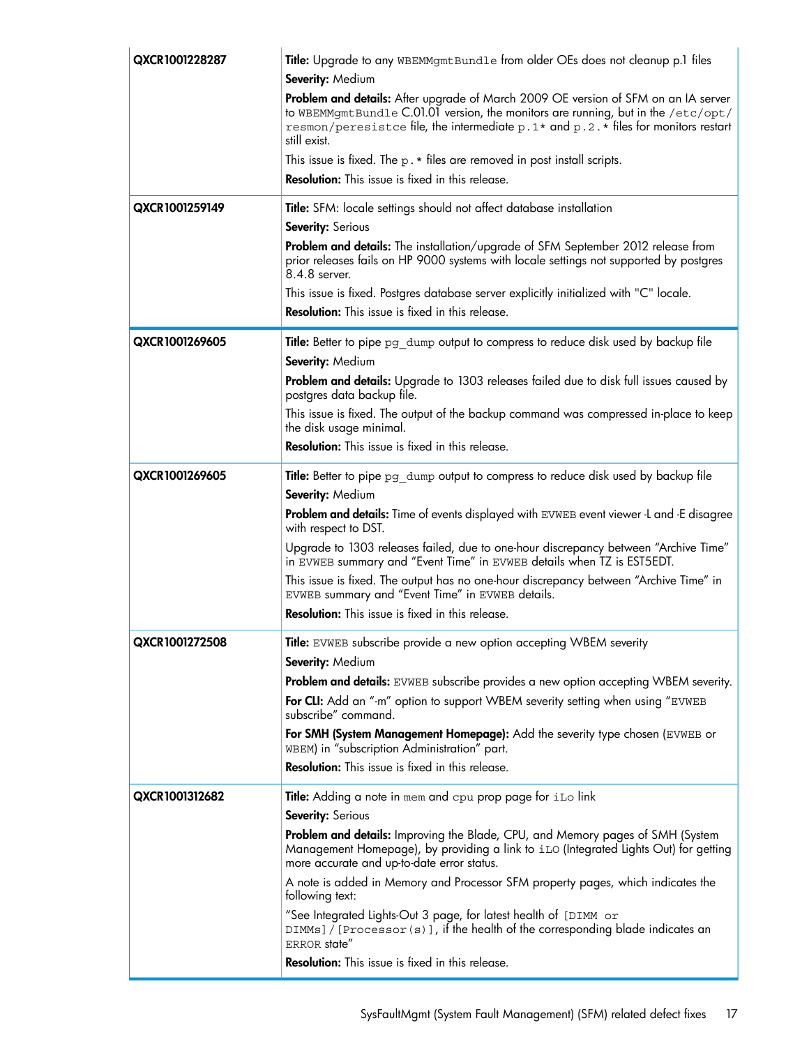| | |
|---|---|
| **QXCR1001228287** | **Title:** Upgrade to any WBEMMgmtBundle from older OEs does not cleanup p.1 files<br>**Severity:** Medium<br>**Problem and details:** After upgrade of March 2009 OE version of SFM on an IA server to WBEMMgmtBundle C.01.01 version, the monitors are running, but in the /etc/opt/resmon/peresistce file, the intermediate p.1* and p.2.* files for monitors restart still exist.<br>This issue is fixed. The p.* files are removed in post install scripts.<br>**Resolution:** This issue is fixed in this release. |
| **QXCR1001259149** | **Title:** SFM: locale settings should not affect database installation<br>**Severity:** Serious<br>**Problem and details:** The installation/upgrade of SFM September 2012 release from prior releases fails on HP 9000 systems with locale settings not supported by postgres 8.4.8 server.<br>This issue is fixed. Postgres database server explicitly initialized with "C" locale.<br>**Resolution:** This issue is fixed in this release. |
| **QXCR1001269605** | **Title:** Better to pipe pg_dump output to compress to reduce disk used by backup file<br>**Severity:** Medium<br>**Problem and details:** Upgrade to 1303 releases failed due to disk full issues caused by postgres data backup file.<br>This issue is fixed. The output of the backup command was compressed in-place to keep the disk usage minimal.<br>**Resolution:** This issue is fixed in this release. |
| **QXCR1001269605** | **Title:** Better to pipe pg_dump output to compress to reduce disk used by backup file<br>**Severity:** Medium<br>**Problem and details:** Time of events displayed with EVWEB event viewer -L and -E disagree with respect to DST.<br>Upgrade to 1303 releases failed, due to one-hour discrepancy between "Archive Time" in EVWEB summary and "Event Time" in EVWEB details when TZ is EST5EDT.<br>This issue is fixed. The output has no one-hour discrepancy between "Archive Time" in EVWEB summary and "Event Time" in EVWEB details.<br>**Resolution:** This issue is fixed in this release. |
| **QXCR1001272508** | **Title:** EVWEB subscribe provide a new option accepting WBEM severity<br>**Severity:** Medium<br>**Problem and details:** EVWEB subscribe provides a new option accepting WBEM severity.<br>**For CLI:** Add an "-m" option to support WBEM severity setting when using "EVWEB subscribe" command.<br>**For SMH (System Management Homepage):** Add the severity type chosen (EVWEB or WBEM) in "subscription Administration" part.<br>**Resolution:** This issue is fixed in this release. |
| **QXCR1001312682** | **Title:** Adding a note in mem and cpu prop page for iLo link<br>**Severity:** Serious<br>**Problem and details:** Improving the Blade, CPU, and Memory pages of SMH (System Management Homepage), by providing a link to iLO (Integrated Lights Out) for getting more accurate and up-to-date error status.<br>A note is added in Memory and Processor SFM property pages, which indicates the following text:<br>"See Integrated Lights-Out 3 page, for latest health of [DIMM or DIMMs]/[Processor(s)], if the health of the corresponding blade indicates an ERROR state"<br>**Resolution:** This issue is fixed in this release. |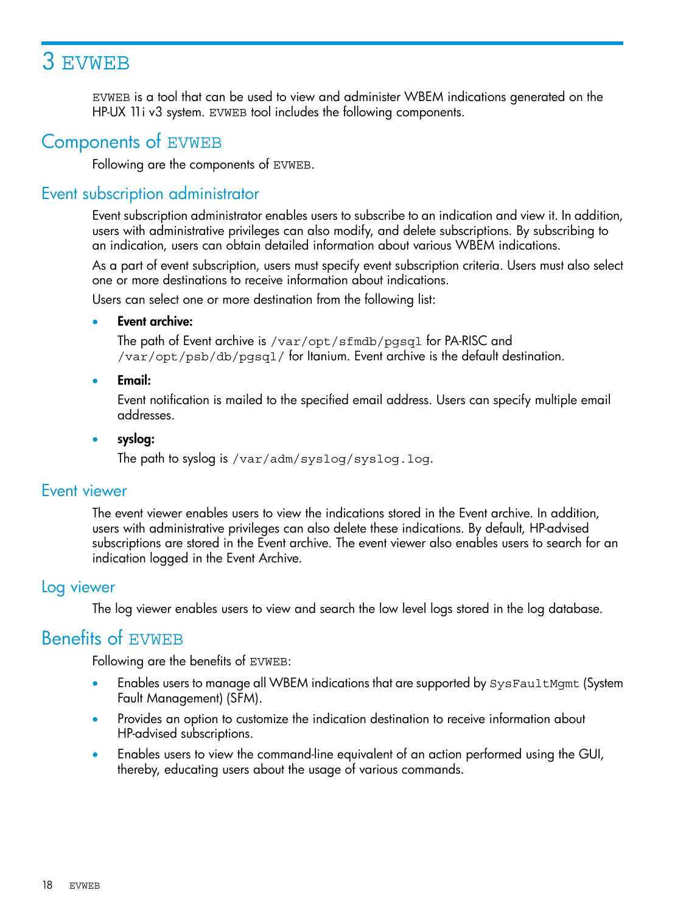# 3 `EVWEB`

`EVWEB` is a tool that can be used to view and administer WBEM indications generated on the HP-UX 11i v3 system. `EVWEB` tool includes the following components.

## Components of `EVWEB`

Following are the components of `EVWEB`.

## Event subscription administrator

Event subscription administrator enables users to subscribe to an indication and view it. In addition, users with administrative privileges can also modify, and delete subscriptions. By subscribing to an indication, users can obtain detailed information about various WBEM indications.

As a part of event subscription, users must specify event subscription criteria. Users must also select one or more destinations to receive information about indications.

Users can select one or more destination from the following list:

- **Event archive:**

  The path of Event archive is `/var/opt/sfmdb/pgsql` for PA-RISC and `/var/opt/psb/db/pgsql/` for Itanium. Event archive is the default destination.

- **Email:**

  Event notification is mailed to the specified email address. Users can specify multiple email addresses.

- **syslog:**

  The path to syslog is `/var/adm/syslog/syslog.log`.

## Event viewer

The event viewer enables users to view the indications stored in the Event archive. In addition, users with administrative privileges can also delete these indications. By default, HP-advised subscriptions are stored in the Event archive. The event viewer also enables users to search for an indication logged in the Event Archive.

## Log viewer

The log viewer enables users to view and search the low level logs stored in the log database.

## Benefits of `EVWEB`

Following are the benefits of `EVWEB`:

- Enables users to manage all WBEM indications that are supported by `SysFaultMgmt` (System Fault Management) (SFM).
- Provides an option to customize the indication destination to receive information about HP-advised subscriptions.
- Enables users to view the command-line equivalent of an action performed using the GUI, thereby, educating users about the usage of various commands.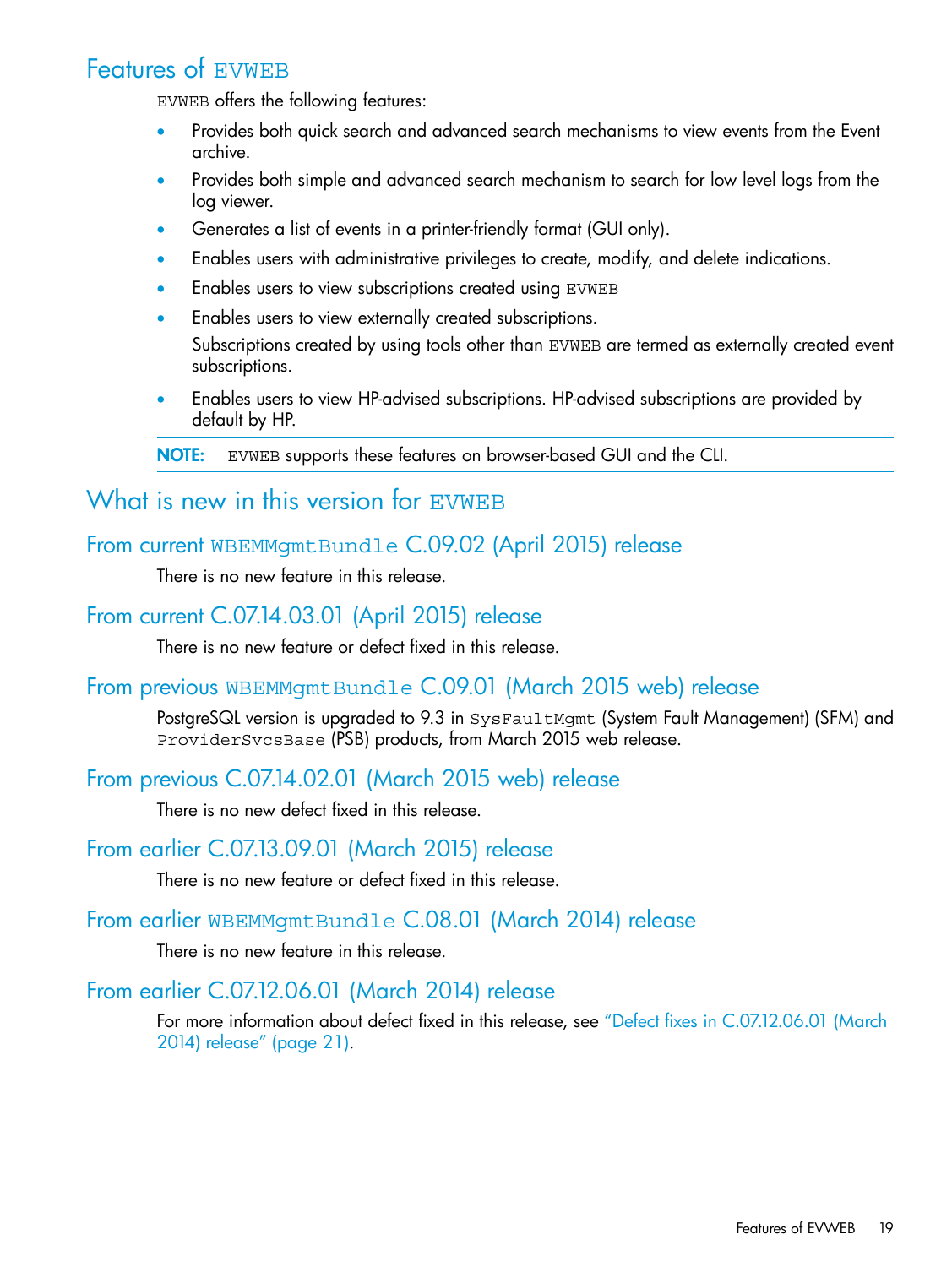## Features of EVWEB

EVWEB offers the following features:

- Provides both quick search and advanced search mechanisms to view events from the Event archive.
- Provides both simple and advanced search mechanism to search for low level logs from the log viewer.
- Generates a list of events in a printer-friendly format (GUI only).
- Enables users with administrative privileges to create, modify, and delete indications.
- Enables users to view subscriptions created using EVWEB
- Enables users to view externally created subscriptions.

  Subscriptions created by using tools other than EVWEB are termed as externally created event subscriptions.
- Enables users to view HP-advised subscriptions. HP-advised subscriptions are provided by default by HP.

**NOTE:** EVWEB supports these features on browser-based GUI and the CLI.

## What is new in this version for EVWEB

### From current WBEMMgmtBundle C.09.02 (April 2015) release

There is no new feature in this release.

### From current C.07.14.03.01 (April 2015) release

There is no new feature or defect fixed in this release.

### From previous WBEMMgmtBundle C.09.01 (March 2015 web) release

PostgreSQL version is upgraded to 9.3 in SysFaultMgmt (System Fault Management) (SFM) and ProviderSvcsBase (PSB) products, from March 2015 web release.

### From previous C.07.14.02.01 (March 2015 web) release

There is no new defect fixed in this release.

### From earlier C.07.13.09.01 (March 2015) release

There is no new feature or defect fixed in this release.

### From earlier WBEMMgmtBundle C.08.01 (March 2014) release

There is no new feature in this release.

### From earlier C.07.12.06.01 (March 2014) release

For more information about defect fixed in this release, see "Defect fixes in C.07.12.06.01 (March 2014) release" (page 21).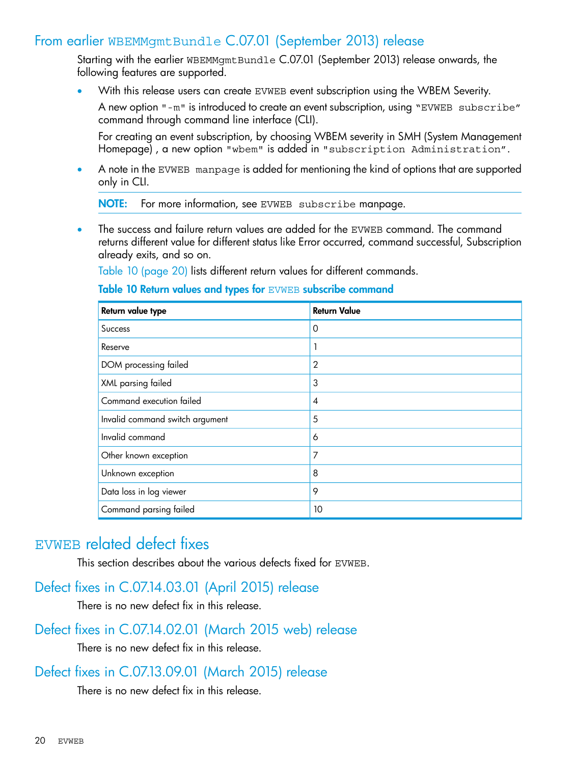## From earlier WBEMMgmtBundle C.07.01 (September 2013) release

Starting with the earlier WBEMMgmtBundle C.07.01 (September 2013) release onwards, the following features are supported.

- With this release users can create EVWEB event subscription using the WBEM Severity.

  A new option "-m" is introduced to create an event subscription, using "EVWEB subscribe" command through command line interface (CLI).

  For creating an event subscription, by choosing WBEM severity in SMH (System Management Homepage) , a new option "wbem" is added in "subscription Administration".

- A note in the EVWEB manpage is added for mentioning the kind of options that are supported only in CLI.

  **NOTE:** For more information, see EVWEB subscribe manpage.

- The success and failure return values are added for the EVWEB command. The command returns different value for different status like Error occurred, command successful, Subscription already exits, and so on.

  Table 10 (page 20) lists different return values for different commands.

**Table 10 Return values and types for EVWEB subscribe command**

| Return value type | Return Value |
| --- | --- |
| Success | 0 |
| Reserve | 1 |
| DOM processing failed | 2 |
| XML parsing failed | 3 |
| Command execution failed | 4 |
| Invalid command switch argument | 5 |
| Invalid command | 6 |
| Other known exception | 7 |
| Unknown exception | 8 |
| Data loss in log viewer | 9 |
| Command parsing failed | 10 |

# EVWEB related defect fixes

This section describes about the various defects fixed for EVWEB.

## Defect fixes in C.07.14.03.01 (April 2015) release

There is no new defect fix in this release.

## Defect fixes in C.07.14.02.01 (March 2015 web) release

There is no new defect fix in this release.

## Defect fixes in C.07.13.09.01 (March 2015) release

There is no new defect fix in this release.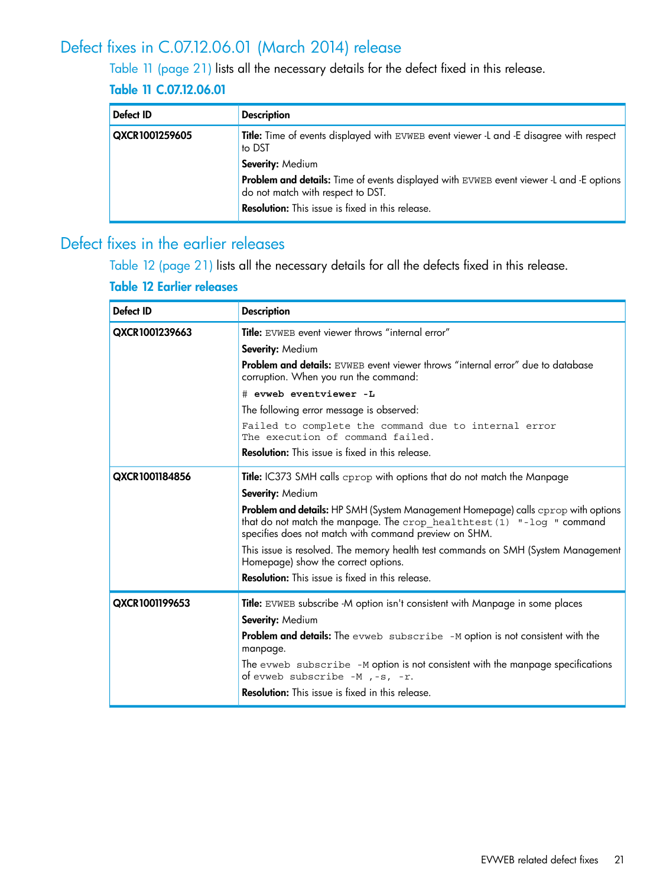## Defect fixes in C.07.12.06.01 (March 2014) release

Table 11 (page 21) lists all the necessary details for the defect fixed in this release.

**Table 11 C.07.12.06.01**

| Defect ID | Description |
| --- | --- |
| **QXCR1001259605** | **Title:** Time of events displayed with `EVWEB` event viewer -L and -E disagree with respect to DST<br><br>**Severity:** Medium<br><br>**Problem and details:** Time of events displayed with `EVWEB` event viewer -L and -E options do not match with respect to DST.<br><br>**Resolution:** This issue is fixed in this release. |

## Defect fixes in the earlier releases

Table 12 (page 21) lists all the necessary details for all the defects fixed in this release.

**Table 12 Earlier releases**

| Defect ID | Description |
| --- | --- |
| **QXCR1001239663** | **Title:** `EVWEB` event viewer throws "internal error"<br><br>**Severity:** Medium<br><br>**Problem and details:** `EVWEB` event viewer throws "internal error" due to database corruption. When you run the command:<br><br>`# evweb eventviewer -L`<br><br>The following error message is observed:<br><br>`Failed to complete the command due to internal error`<br>`The execution of command failed.`<br><br>**Resolution:** This issue is fixed in this release. |
| **QXCR1001184856** | **Title:** IC373 SMH calls `cprop` with options that do not match the Manpage<br><br>**Severity:** Medium<br><br>**Problem and details:** HP SMH (System Management Homepage) calls `cprop` with options that do not match the manpage. The `crop_healthtest(1) "-log "` command specifies does not match with command preview on SHM.<br><br>This issue is resolved. The memory health test commands on SMH (System Management Homepage) show the correct options.<br><br>**Resolution:** This issue is fixed in this release. |
| **QXCR1001199653** | **Title:** `EVWEB` subscribe -M option isn't consistent with Manpage in some places<br><br>**Severity:** Medium<br><br>**Problem and details:** The `evweb subscribe -M` option is not consistent with the manpage.<br><br>The `evweb subscribe -M` option is not consistent with the manpage specifications of `evweb subscribe -M ,-s, -r.`<br><br>**Resolution:** This issue is fixed in this release. |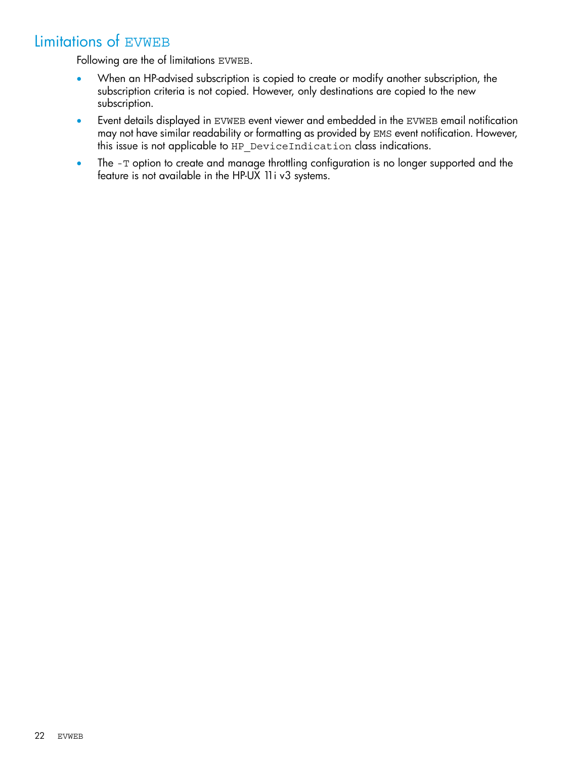## Limitations of `EVWEB`

Following are the of limitations `EVWEB`.

- When an HP-advised subscription is copied to create or modify another subscription, the subscription criteria is not copied. However, only destinations are copied to the new subscription.
- Event details displayed in `EVWEB` event viewer and embedded in the `EVWEB` email notification may not have similar readability or formatting as provided by `EMS` event notification. However, this issue is not applicable to `HP_DeviceIndication` class indications.
- The `-T` option to create and manage throttling configuration is no longer supported and the feature is not available in the HP-UX 11i v3 systems.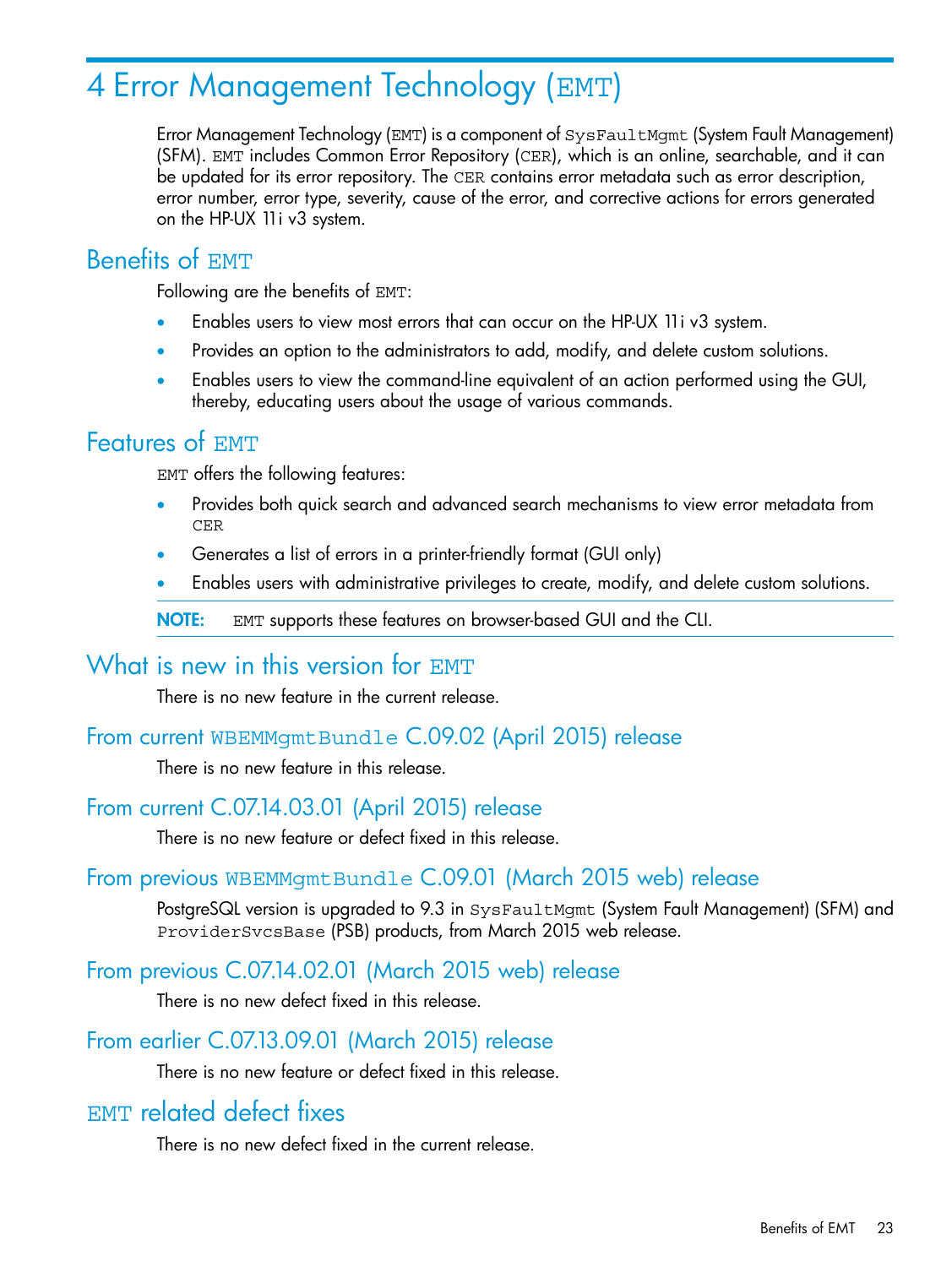# 4 Error Management Technology (EMT)

Error Management Technology (EMT) is a component of SysFaultMgmt (System Fault Management) (SFM). EMT includes Common Error Repository (CER), which is an online, searchable, and it can be updated for its error repository. The CER contains error metadata such as error description, error number, error type, severity, cause of the error, and corrective actions for errors generated on the HP-UX 11i v3 system.

## Benefits of EMT

Following are the benefits of EMT:

- Enables users to view most errors that can occur on the HP-UX 11i v3 system.
- Provides an option to the administrators to add, modify, and delete custom solutions.
- Enables users to view the command-line equivalent of an action performed using the GUI, thereby, educating users about the usage of various commands.

## Features of EMT

EMT offers the following features:

- Provides both quick search and advanced search mechanisms to view error metadata from CER
- Generates a list of errors in a printer-friendly format (GUI only)
- Enables users with administrative privileges to create, modify, and delete custom solutions.

**NOTE:** EMT supports these features on browser-based GUI and the CLI.

## What is new in this version for EMT

There is no new feature in the current release.

### From current WBEMMgmtBundle C.09.02 (April 2015) release

There is no new feature in this release.

### From current C.07.14.03.01 (April 2015) release

There is no new feature or defect fixed in this release.

### From previous WBEMMgmtBundle C.09.01 (March 2015 web) release

PostgreSQL version is upgraded to 9.3 in SysFaultMgmt (System Fault Management) (SFM) and ProviderSvcsBase (PSB) products, from March 2015 web release.

### From previous C.07.14.02.01 (March 2015 web) release

There is no new defect fixed in this release.

### From earlier C.07.13.09.01 (March 2015) release

There is no new feature or defect fixed in this release.

## EMT related defect fixes

There is no new defect fixed in the current release.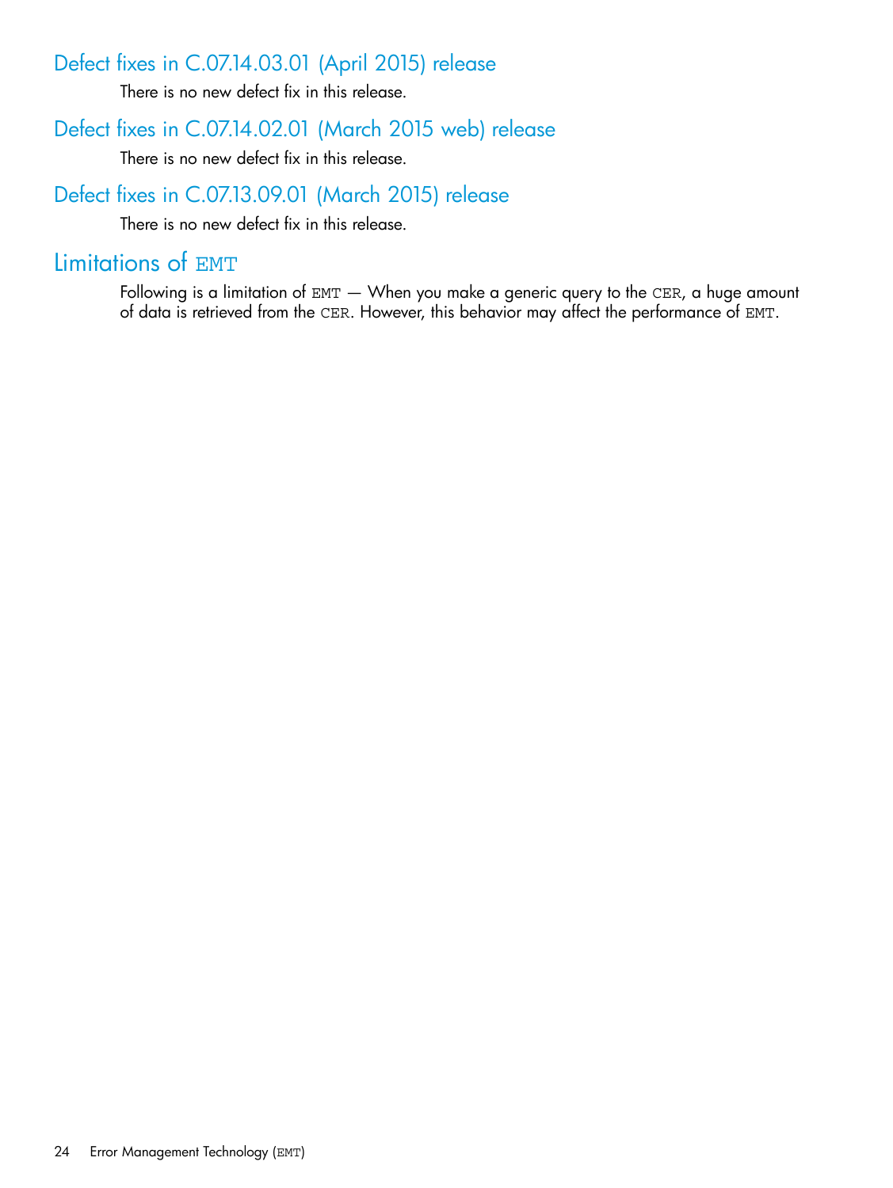## Defect fixes in C.07.14.03.01 (April 2015) release

There is no new defect fix in this release.

## Defect fixes in C.07.14.02.01 (March 2015 web) release

There is no new defect fix in this release.

## Defect fixes in C.07.13.09.01 (March 2015) release

There is no new defect fix in this release.

# Limitations of `EMT`

Following is a limitation of `EMT` — When you make a generic query to the `CER`, a huge amount of data is retrieved from the `CER`. However, this behavior may affect the performance of `EMT`.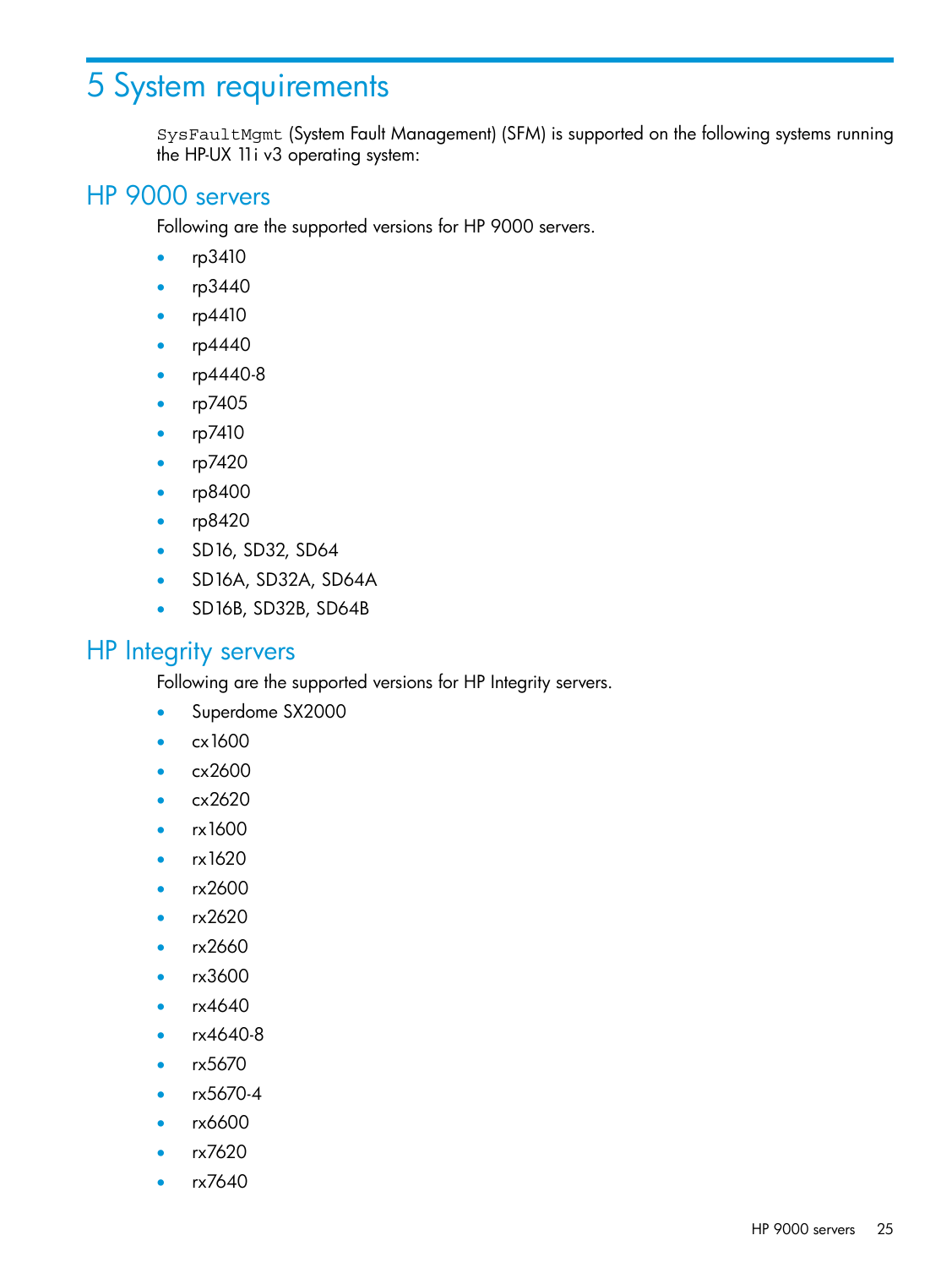# 5 System requirements

`SysFaultMgmt` (System Fault Management) (SFM) is supported on the following systems running the HP-UX 11i v3 operating system:

## HP 9000 servers

Following are the supported versions for HP 9000 servers.

- rp3410
- rp3440
- rp4410
- rp4440
- rp4440-8
- rp7405
- rp7410
- rp7420
- rp8400
- rp8420
- SD16, SD32, SD64
- SD16A, SD32A, SD64A
- SD16B, SD32B, SD64B

## HP Integrity servers

Following are the supported versions for HP Integrity servers.

- Superdome SX2000
- cx1600
- cx2600
- cx2620
- rx1600
- rx1620
- rx2600
- rx2620
- rx2660
- rx3600
- rx4640
- rx4640-8
- rx5670
- rx5670-4
- rx6600
- rx7620
- rx7640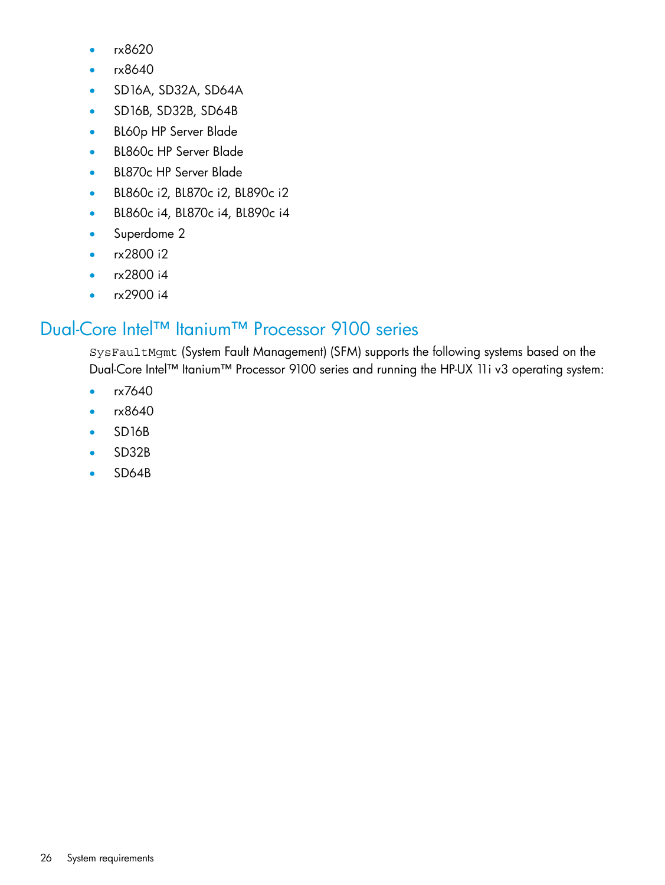- rx8620
- rx8640
- SD16A, SD32A, SD64A
- SD16B, SD32B, SD64B
- BL60p HP Server Blade
- BL860c HP Server Blade
- BL870c HP Server Blade
- BL860c i2, BL870c i2, BL890c i2
- BL860c i4, BL870c i4, BL890c i4
- Superdome 2
- rx2800 i2
- rx2800 i4
- rx2900 i4

## Dual-Core Intel™ Itanium™ Processor 9100 series

`SysFaultMgmt` (System Fault Management) (SFM) supports the following systems based on the Dual-Core Intel™ Itanium™ Processor 9100 series and running the HP-UX 11i v3 operating system:

- rx7640
- rx8640
- SD16B
- SD32B
- SD64B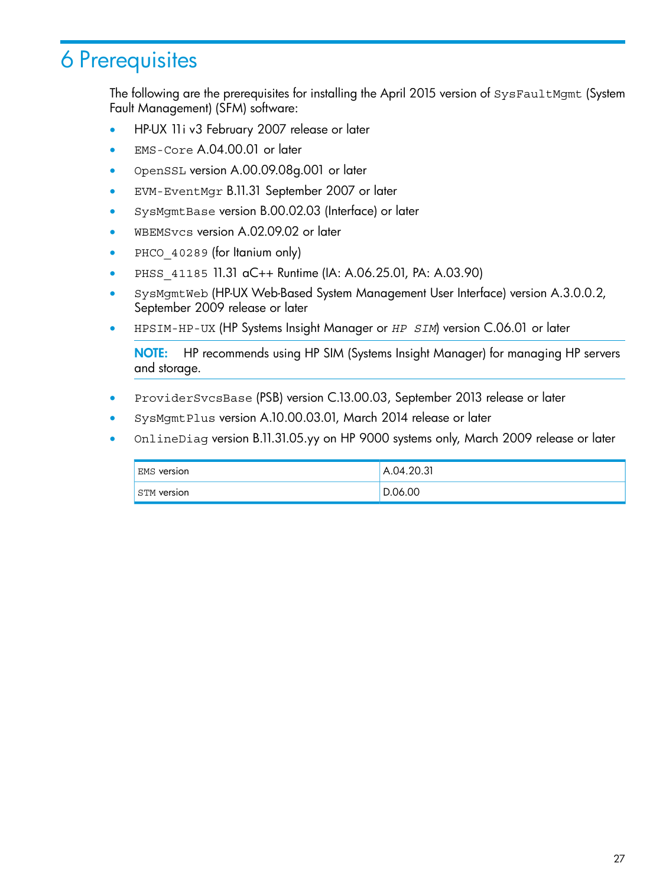# 6 Prerequisites

The following are the prerequisites for installing the April 2015 version of `SysFaultMgmt` (System Fault Management) (SFM) software:

- HP-UX 11i v3 February 2007 release or later
- `EMS-Core` A.04.00.01 or later
- `OpenSSL` version A.00.09.08g.001 or later
- `EVM-EventMgr` B.11.31 September 2007 or later
- `SysMgmtBase` version B.00.02.03 (Interface) or later
- `WBEMSvcs` version A.02.09.02 or later
- `PHCO_40289` (for Itanium only)
- `PHSS_41185` 11.31 aC++ Runtime (IA: A.06.25.01, PA: A.03.90)
- `SysMgmtWeb` (HP-UX Web-Based System Management User Interface) version A.3.0.0.2, September 2009 release or later
- `HPSIM-HP-UX` (HP Systems Insight Manager or *`HP SIM`*) version C.06.01 or later

  **NOTE:** HP recommends using HP SIM (Systems Insight Manager) for managing HP servers and storage.

- `ProviderSvcsBase` (PSB) version C.13.00.03, September 2013 release or later
- `SysMgmtPlus` version A.10.00.03.01, March 2014 release or later
- `OnlineDiag` version B.11.31.05.yy on HP 9000 systems only, March 2009 release or later

| | |
|---|---|
| `EMS` version | A.04.20.31 |
| `STM` version | D.06.00 |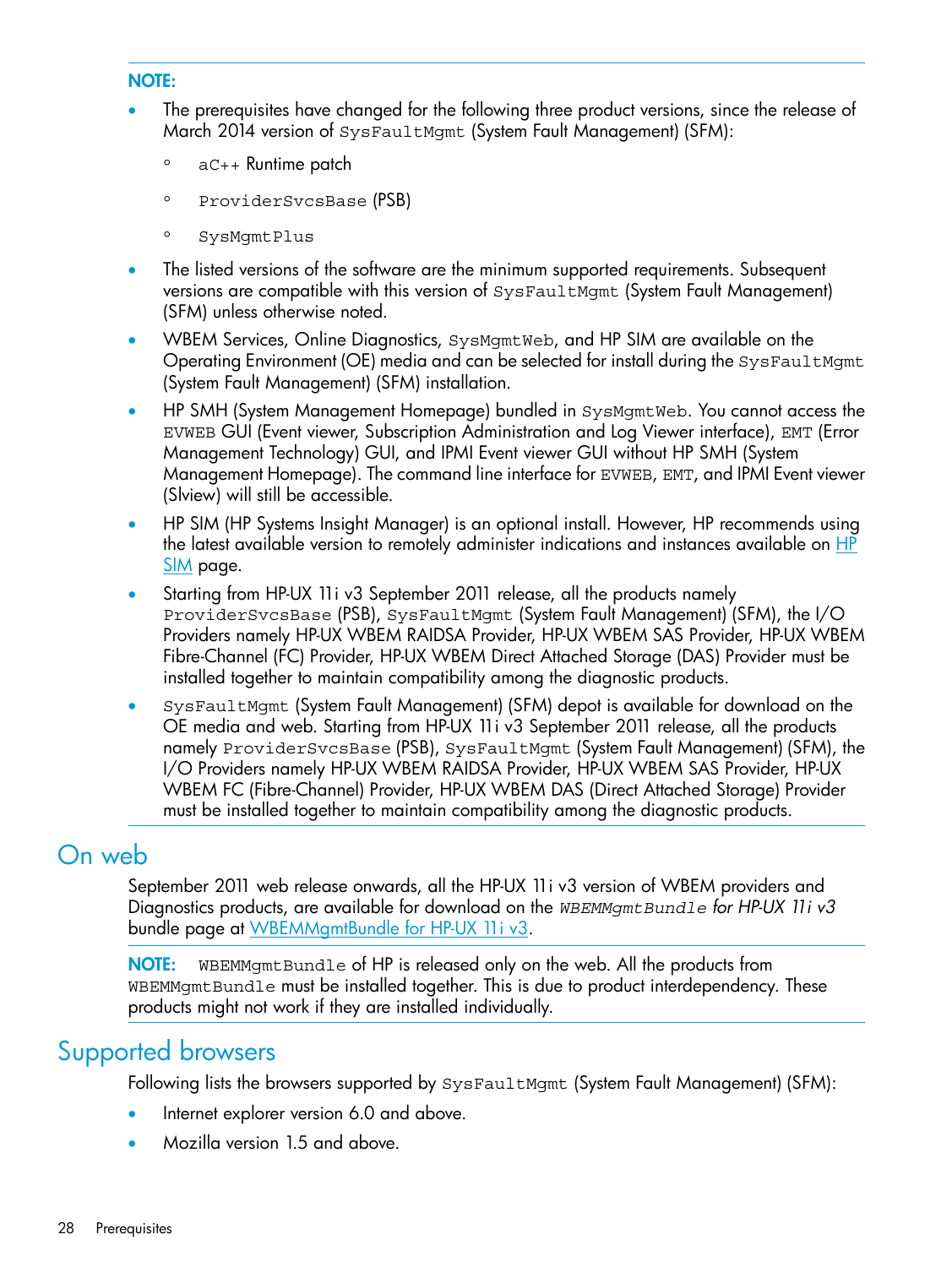**NOTE:**

- The prerequisites have changed for the following three product versions, since the release of March 2014 version of `SysFaultMgmt` (System Fault Management) (SFM):
  - `aC++` Runtime patch
  - `ProviderSvcsBase` (PSB)
  - `SysMgmtPlus`
- The listed versions of the software are the minimum supported requirements. Subsequent versions are compatible with this version of `SysFaultMgmt` (System Fault Management) (SFM) unless otherwise noted.
- WBEM Services, Online Diagnostics, `SysMgmtWeb`, and HP SIM are available on the Operating Environment (OE) media and can be selected for install during the `SysFaultMgmt` (System Fault Management) (SFM) installation.
- HP SMH (System Management Homepage) bundled in `SysMgmtWeb`. You cannot access the `EVWEB` GUI (Event viewer, Subscription Administration and Log Viewer interface), `EMT` (Error Management Technology) GUI, and IPMI Event viewer GUI without HP SMH (System Management Homepage). The command line interface for `EVWEB`, `EMT`, and IPMI Event viewer (Slview) will still be accessible.
- HP SIM (HP Systems Insight Manager) is an optional install. However, HP recommends using the latest available version to remotely administer indications and instances available on [HP SIM]() page.
- Starting from HP-UX 11i v3 September 2011 release, all the products namely `ProviderSvcsBase` (PSB), `SysFaultMgmt` (System Fault Management) (SFM), the I/O Providers namely HP-UX WBEM RAIDSA Provider, HP-UX WBEM SAS Provider, HP-UX WBEM Fibre-Channel (FC) Provider, HP-UX WBEM Direct Attached Storage (DAS) Provider must be installed together to maintain compatibility among the diagnostic products.
- `SysFaultMgmt` (System Fault Management) (SFM) depot is available for download on the OE media and web. Starting from HP-UX 11i v3 September 2011 release, all the products namely `ProviderSvcsBase` (PSB), `SysFaultMgmt` (System Fault Management) (SFM), the I/O Providers namely HP-UX WBEM RAIDSA Provider, HP-UX WBEM SAS Provider, HP-UX WBEM FC (Fibre-Channel) Provider, HP-UX WBEM DAS (Direct Attached Storage) Provider must be installed together to maintain compatibility among the diagnostic products.

## On web

September 2011 web release onwards, all the HP-UX 11i v3 version of WBEM providers and Diagnostics products, are available for download on the *`WBEMMgmtBundle` for HP-UX 11i v3* bundle page at [WBEMMgmtBundle for HP-UX 11i v3]().

**NOTE:** `WBEMMgmtBundle` of HP is released only on the web. All the products from `WBEMMgmtBundle` must be installed together. This is due to product interdependency. These products might not work if they are installed individually.

## Supported browsers

Following lists the browsers supported by `SysFaultMgmt` (System Fault Management) (SFM):

- Internet explorer version 6.0 and above.
- Mozilla version 1.5 and above.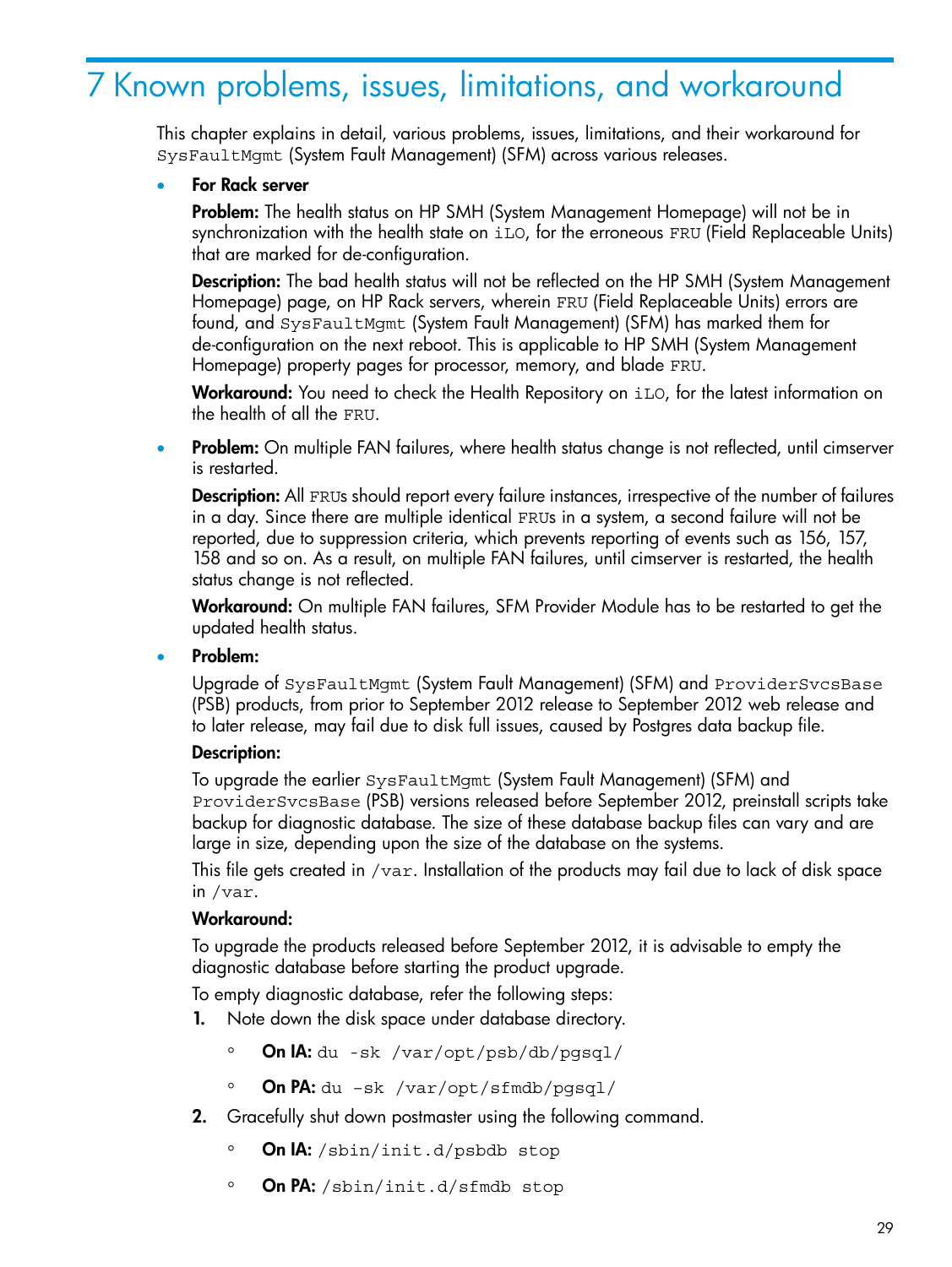# 7 Known problems, issues, limitations, and workaround

This chapter explains in detail, various problems, issues, limitations, and their workaround for `SysFaultMgmt` (System Fault Management) (SFM) across various releases.

- **For Rack server**

  **Problem:** The health status on HP SMH (System Management Homepage) will not be in synchronization with the health state on `iLO`, for the erroneous `FRU` (Field Replaceable Units) that are marked for de-configuration.

  **Description:** The bad health status will not be reflected on the HP SMH (System Management Homepage) page, on HP Rack servers, wherein `FRU` (Field Replaceable Units) errors are found, and `SysFaultMgmt` (System Fault Management) (SFM) has marked them for de-configuration on the next reboot. This is applicable to HP SMH (System Management Homepage) property pages for processor, memory, and blade `FRU`.

  **Workaround:** You need to check the Health Repository on `iLO`, for the latest information on the health of all the `FRU`.

- **Problem:** On multiple FAN failures, where health status change is not reflected, until cimserver is restarted.

  **Description:** All `FRU`s should report every failure instances, irrespective of the number of failures in a day. Since there are multiple identical `FRU`s in a system, a second failure will not be reported, due to suppression criteria, which prevents reporting of events such as 156, 157, 158 and so on. As a result, on multiple FAN failures, until cimserver is restarted, the health status change is not reflected.

  **Workaround:** On multiple FAN failures, SFM Provider Module has to be restarted to get the updated health status.

- **Problem:**

  Upgrade of `SysFaultMgmt` (System Fault Management) (SFM) and `ProviderSvcsBase` (PSB) products, from prior to September 2012 release to September 2012 web release and to later release, may fail due to disk full issues, caused by Postgres data backup file.

  **Description:**

  To upgrade the earlier `SysFaultMgmt` (System Fault Management) (SFM) and `ProviderSvcsBase` (PSB) versions released before September 2012, preinstall scripts take backup for diagnostic database. The size of these database backup files can vary and are large in size, depending upon the size of the database on the systems.

  This file gets created in `/var`. Installation of the products may fail due to lack of disk space in `/var`.

  **Workaround:**

  To upgrade the products released before September 2012, it is advisable to empty the diagnostic database before starting the product upgrade.

  To empty diagnostic database, refer the following steps:

  1. Note down the disk space under database directory.
     - **On IA:** `du -sk /var/opt/psb/db/pgsql/`
     - **On PA:** `du -sk /var/opt/sfmdb/pgsql/`
  2. Gracefully shut down postmaster using the following command.
     - **On IA:** `/sbin/init.d/psbdb stop`
     - **On PA:** `/sbin/init.d/sfmdb stop`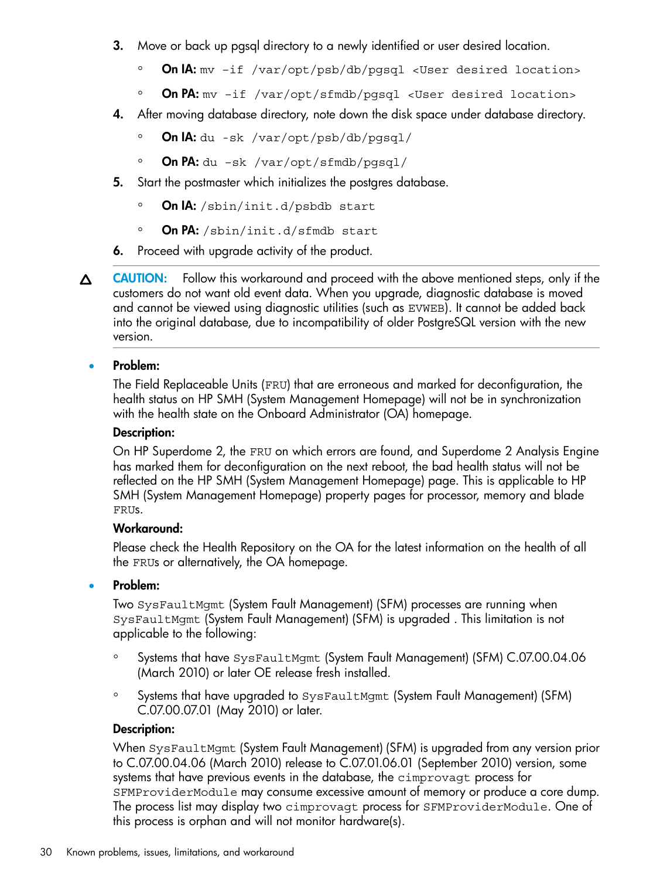3. Move or back up pgsql directory to a newly identified or user desired location.
   - **On IA:** `mv -if /var/opt/psb/db/pgsql <User desired location>`
   - **On PA:** `mv -if /var/opt/sfmdb/pgsql <User desired location>`
4. After moving database directory, note down the disk space under database directory.
   - **On IA:** `du -sk /var/opt/psb/db/pgsql/`
   - **On PA:** `du -sk /var/opt/sfmdb/pgsql/`
5. Start the postmaster which initializes the postgres database.
   - **On IA:** `/sbin/init.d/psbdb start`
   - **On PA:** `/sbin/init.d/sfmdb start`
6. Proceed with upgrade activity of the product.

**CAUTION:** Follow this workaround and proceed with the above mentioned steps, only if the customers do not want old event data. When you upgrade, diagnostic database is moved and cannot be viewed using diagnostic utilities (such as `EVWEB`). It cannot be added back into the original database, due to incompatibility of older PostgreSQL version with the new version.

- **Problem:**

  The Field Replaceable Units (`FRU`) that are erroneous and marked for deconfiguration, the health status on HP SMH (System Management Homepage) will not be in synchronization with the health state on the Onboard Administrator (OA) homepage.

  **Description:**

  On HP Superdome 2, the `FRU` on which errors are found, and Superdome 2 Analysis Engine has marked them for deconfiguration on the next reboot, the bad health status will not be reflected on the HP SMH (System Management Homepage) page. This is applicable to HP SMH (System Management Homepage) property pages for processor, memory and blade `FRU`s.

  **Workaround:**

  Please check the Health Repository on the OA for the latest information on the health of all the `FRU`s or alternatively, the OA homepage.

- **Problem:**

  Two `SysFaultMgmt` (System Fault Management) (SFM) processes are running when `SysFaultMgmt` (System Fault Management) (SFM) is upgraded . This limitation is not applicable to the following:

  - Systems that have `SysFaultMgmt` (System Fault Management) (SFM) C.07.00.04.06 (March 2010) or later OE release fresh installed.
  - Systems that have upgraded to `SysFaultMgmt` (System Fault Management) (SFM) C.07.00.07.01 (May 2010) or later.

  **Description:**

  When `SysFaultMgmt` (System Fault Management) (SFM) is upgraded from any version prior to C.07.00.04.06 (March 2010) release to C.07.01.06.01 (September 2010) version, some systems that have previous events in the database, the `cimprovagt` process for `SFMProviderModule` may consume excessive amount of memory or produce a core dump. The process list may display two `cimprovagt` process for `SFMProviderModule`. One of this process is orphan and will not monitor hardware(s).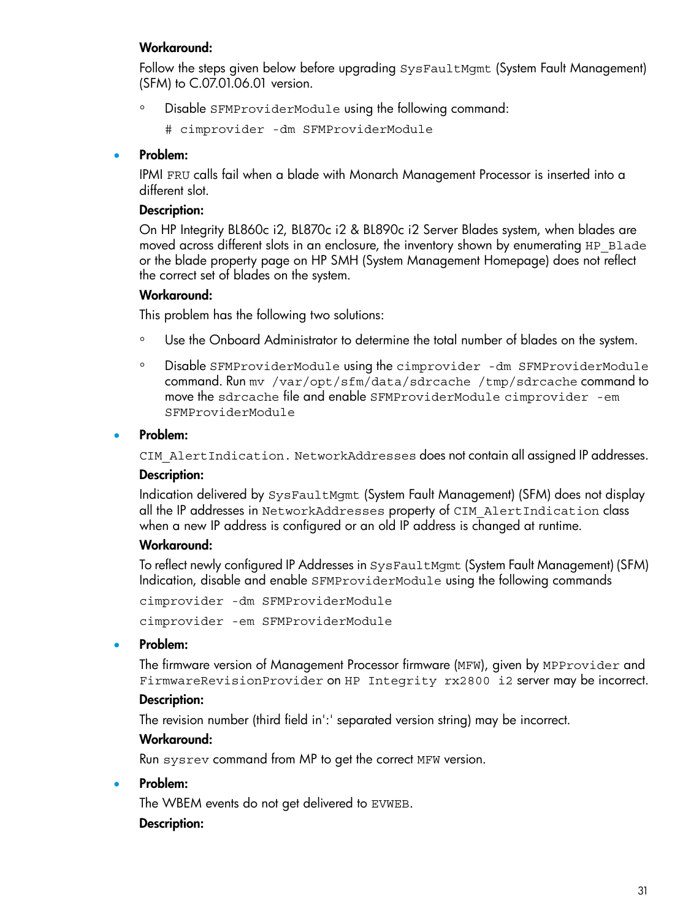**Workaround:**

Follow the steps given below before upgrading `SysFaultMgmt` (System Fault Management) (SFM) to C.07.01.06.01 version.

  - Disable `SFMProviderModule` using the following command:

    `# cimprovider -dm SFMProviderModule`

- **Problem:**

  IPMI `FRU` calls fail when a blade with Monarch Management Processor is inserted into a different slot.

  **Description:**

  On HP Integrity BL860c i2, BL870c i2 & BL890c i2 Server Blades system, when blades are moved across different slots in an enclosure, the inventory shown by enumerating `HP_Blade` or the blade property page on HP SMH (System Management Homepage) does not reflect the correct set of blades on the system.

  **Workaround:**

  This problem has the following two solutions:

  - Use the Onboard Administrator to determine the total number of blades on the system.
  - Disable `SFMProviderModule` using the `cimprovider -dm SFMProviderModule` command. Run `mv /var/opt/sfm/data/sdrcache /tmp/sdrcache` command to move the `sdrcache` file and enable `SFMProviderModule cimprovider -em SFMProviderModule`

- **Problem:**

  `CIM_AlertIndication. NetworkAddresses` does not contain all assigned IP addresses.

  **Description:**

  Indication delivered by `SysFaultMgmt` (System Fault Management) (SFM) does not display all the IP addresses in `NetworkAddresses` property of `CIM_AlertIndication` class when a new IP address is configured or an old IP address is changed at runtime.

  **Workaround:**

  To reflect newly configured IP Addresses in `SysFaultMgmt` (System Fault Management) (SFM) Indication, disable and enable `SFMProviderModule` using the following commands

  `cimprovider -dm SFMProviderModule`

  `cimprovider -em SFMProviderModule`

- **Problem:**

  The firmware version of Management Processor firmware (`MFW`), given by `MPProvider` and `FirmwareRevisionProvider` on `HP Integrity rx2800 i2` server may be incorrect.

  **Description:**

  The revision number (third field in':' separated version string) may be incorrect.

  **Workaround:**

  Run `sysrev` command from MP to get the correct `MFW` version.

- **Problem:**

  The WBEM events do not get delivered to `EVWEB`.

  **Description:**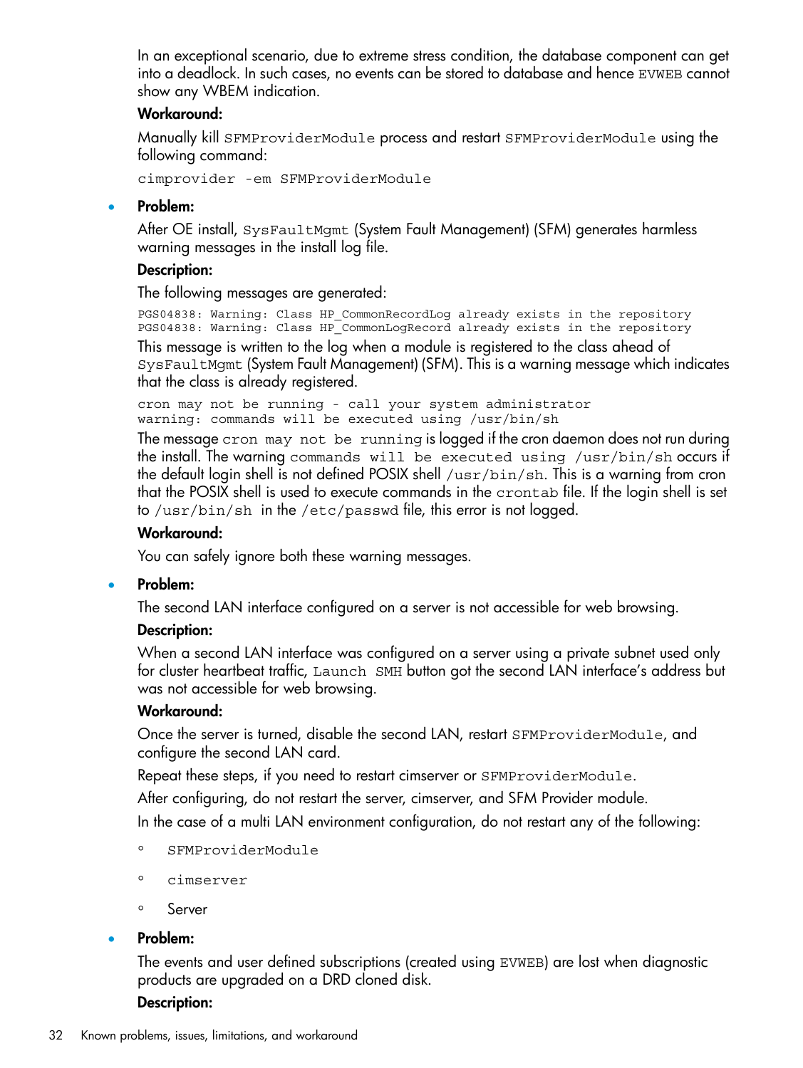In an exceptional scenario, due to extreme stress condition, the database component can get into a deadlock. In such cases, no events can be stored to database and hence `EVWEB` cannot show any WBEM indication.

**Workaround:**

Manually kill `SFMProviderModule` process and restart `SFMProviderModule` using the following command:

```
cimprovider -em SFMProviderModule
```

- **Problem:**

  After OE install, `SysFaultMgmt` (System Fault Management) (SFM) generates harmless warning messages in the install log file.

  **Description:**

  The following messages are generated:

  ```
  PGS04838: Warning: Class HP_CommonRecordLog already exists in the repository
  PGS04838: Warning: Class HP_CommonLogRecord already exists in the repository
  ```

  This message is written to the log when a module is registered to the class ahead of `SysFaultMgmt` (System Fault Management) (SFM). This is a warning message which indicates that the class is already registered.

  ```
  cron may not be running - call your system administrator
  warning: commands will be executed using /usr/bin/sh
  ```

  The message `cron may not be running` is logged if the cron daemon does not run during the install. The warning `commands will be executed using /usr/bin/sh` occurs if the default login shell is not defined POSIX shell `/usr/bin/sh`. This is a warning from cron that the POSIX shell is used to execute commands in the `crontab` file. If the login shell is set to `/usr/bin/sh` in the `/etc/passwd` file, this error is not logged.

  **Workaround:**

  You can safely ignore both these warning messages.

- **Problem:**

  The second LAN interface configured on a server is not accessible for web browsing.

  **Description:**

  When a second LAN interface was configured on a server using a private subnet used only for cluster heartbeat traffic, `Launch SMH` button got the second LAN interface's address but was not accessible for web browsing.

  **Workaround:**

  Once the server is turned, disable the second LAN, restart `SFMProviderModule`, and configure the second LAN card.

  Repeat these steps, if you need to restart cimserver or `SFMProviderModule`.

  After configuring, do not restart the server, cimserver, and SFM Provider module.

  In the case of a multi LAN environment configuration, do not restart any of the following:

  - `SFMProviderModule`
  - `cimserver`
  - Server

- **Problem:**

  The events and user defined subscriptions (created using `EVWEB`) are lost when diagnostic products are upgraded on a DRD cloned disk.

  **Description:**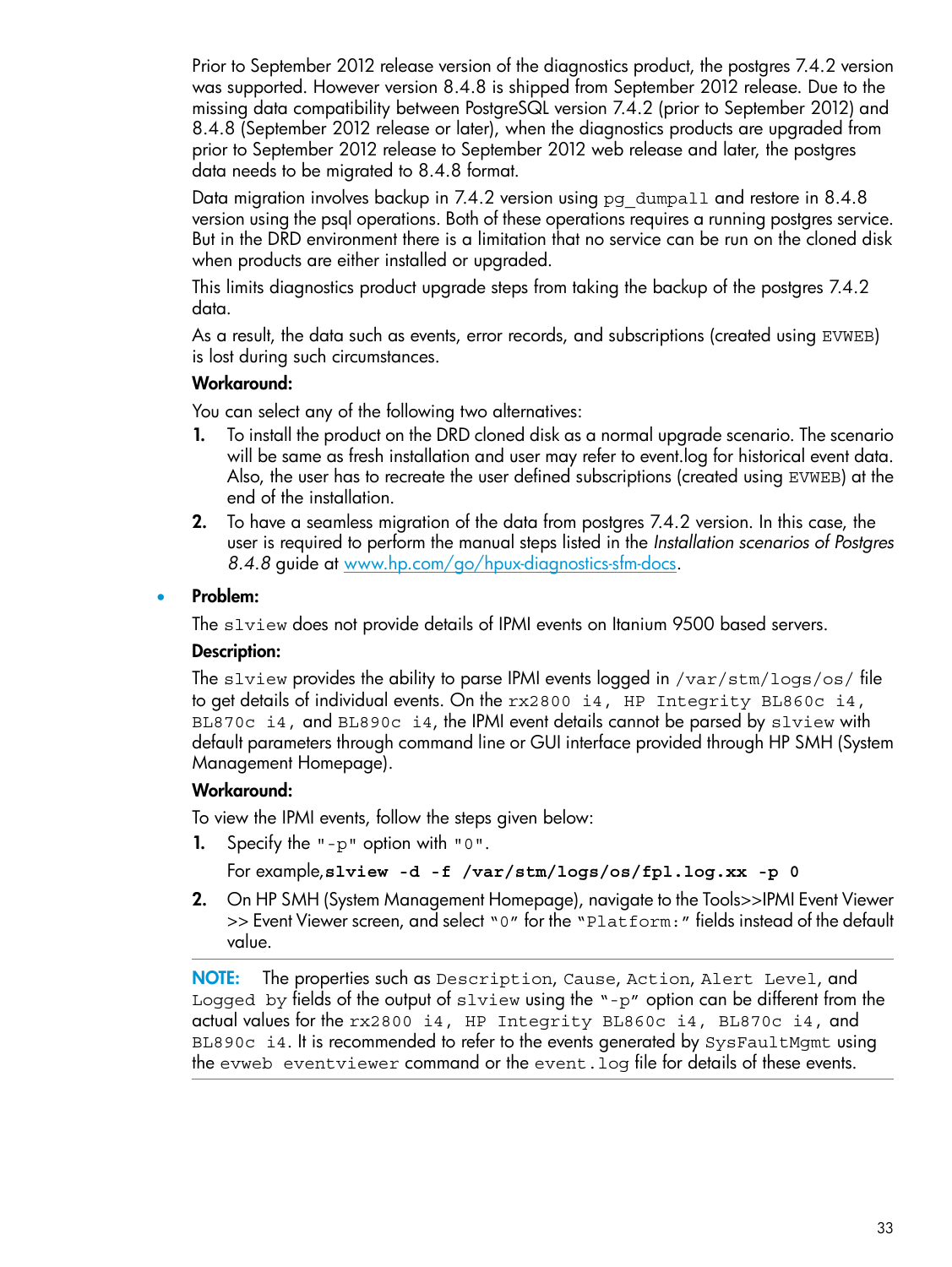Prior to September 2012 release version of the diagnostics product, the postgres 7.4.2 version was supported. However version 8.4.8 is shipped from September 2012 release. Due to the missing data compatibility between PostgreSQL version 7.4.2 (prior to September 2012) and 8.4.8 (September 2012 release or later), when the diagnostics products are upgraded from prior to September 2012 release to September 2012 web release and later, the postgres data needs to be migrated to 8.4.8 format.

Data migration involves backup in 7.4.2 version using `pg_dumpall` and restore in 8.4.8 version using the psql operations. Both of these operations requires a running postgres service. But in the DRD environment there is a limitation that no service can be run on the cloned disk when products are either installed or upgraded.

This limits diagnostics product upgrade steps from taking the backup of the postgres 7.4.2 data.

As a result, the data such as events, error records, and subscriptions (created using `EVWEB`) is lost during such circumstances.

**Workaround:**

You can select any of the following two alternatives:

1. To install the product on the DRD cloned disk as a normal upgrade scenario. The scenario will be same as fresh installation and user may refer to event.log for historical event data. Also, the user has to recreate the user defined subscriptions (created using `EVWEB`) at the end of the installation.
2. To have a seamless migration of the data from postgres 7.4.2 version. In this case, the user is required to perform the manual steps listed in the *Installation scenarios of Postgres 8.4.8* guide at [www.hp.com/go/hpux-diagnostics-sfm-docs](www.hp.com/go/hpux-diagnostics-sfm-docs).

- **Problem:**

  The `slview` does not provide details of IPMI events on Itanium 9500 based servers.

  **Description:**

  The `slview` provides the ability to parse IPMI events logged in `/var/stm/logs/os/` file to get details of individual events. On the `rx2800 i4, HP Integrity BL860c i4, BL870c i4,` and `BL890c i4`, the IPMI event details cannot be parsed by `slview` with default parameters through command line or GUI interface provided through HP SMH (System Management Homepage).

  **Workaround:**

  To view the IPMI events, follow the steps given below:

  1. Specify the `"-p"` option with `"0"`.

     For example,**`slview -d -f /var/stm/logs/os/fpl.log.xx -p 0`**
  2. On HP SMH (System Management Homepage), navigate to the Tools>>IPMI Event Viewer >> Event Viewer screen, and select `"0"` for the `"Platform:"` fields instead of the default value.

---

**NOTE:** The properties such as `Description`, `Cause`, `Action`, `Alert Level`, and `Logged by` fields of the output of `slview` using the `"-p"` option can be different from the actual values for the `rx2800 i4, HP Integrity BL860c i4, BL870c i4,` and `BL890c i4`. It is recommended to refer to the events generated by `SysFaultMgmt` using the `evweb eventviewer` command or the `event.log` file for details of these events.

---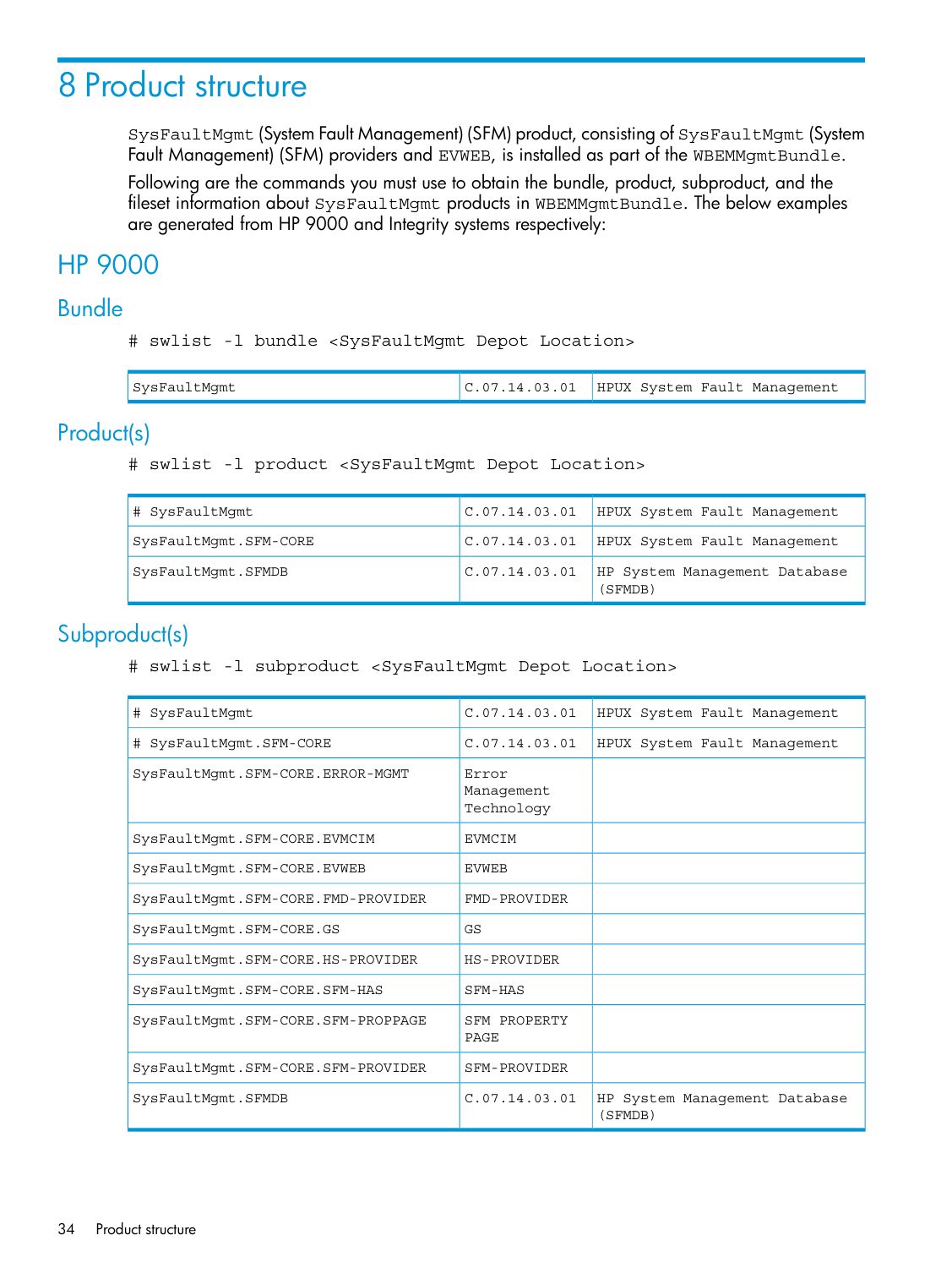# 8 Product structure

SysFaultMgmt (System Fault Management) (SFM) product, consisting of SysFaultMgmt (System Fault Management) (SFM) providers and EVWEB, is installed as part of the WBEMMgmtBundle.

Following are the commands you must use to obtain the bundle, product, subproduct, and the fileset information about SysFaultMgmt products in WBEMMgmtBundle. The below examples are generated from HP 9000 and Integrity systems respectively:

## HP 9000

### Bundle

```
# swlist -l bundle <SysFaultMgmt Depot Location>
```

| | | |
|---|---|---|
| SysFaultMgmt | C.07.14.03.01 | HPUX System Fault Management |

### Product(s)

```
# swlist -l product <SysFaultMgmt Depot Location>
```

| | | |
|---|---|---|
| # SysFaultMgmt | C.07.14.03.01 | HPUX System Fault Management |
| SysFaultMgmt.SFM-CORE | C.07.14.03.01 | HPUX System Fault Management |
| SysFaultMgmt.SFMDB | C.07.14.03.01 | HP System Management Database (SFMDB) |

### Subproduct(s)

```
# swlist -l subproduct <SysFaultMgmt Depot Location>
```

| | | |
|---|---|---|
| # SysFaultMgmt | C.07.14.03.01 | HPUX System Fault Management |
| # SysFaultMgmt.SFM-CORE | C.07.14.03.01 | HPUX System Fault Management |
| SysFaultMgmt.SFM-CORE.ERROR-MGMT | Error Management Technology | |
| SysFaultMgmt.SFM-CORE.EVMCIM | EVMCIM | |
| SysFaultMgmt.SFM-CORE.EVWEB | EVWEB | |
| SysFaultMgmt.SFM-CORE.FMD-PROVIDER | FMD-PROVIDER | |
| SysFaultMgmt.SFM-CORE.GS | GS | |
| SysFaultMgmt.SFM-CORE.HS-PROVIDER | HS-PROVIDER | |
| SysFaultMgmt.SFM-CORE.SFM-HAS | SFM-HAS | |
| SysFaultMgmt.SFM-CORE.SFM-PROPPAGE | SFM PROPERTY PAGE | |
| SysFaultMgmt.SFM-CORE.SFM-PROVIDER | SFM-PROVIDER | |
| SysFaultMgmt.SFMDB | C.07.14.03.01 | HP System Management Database (SFMDB) |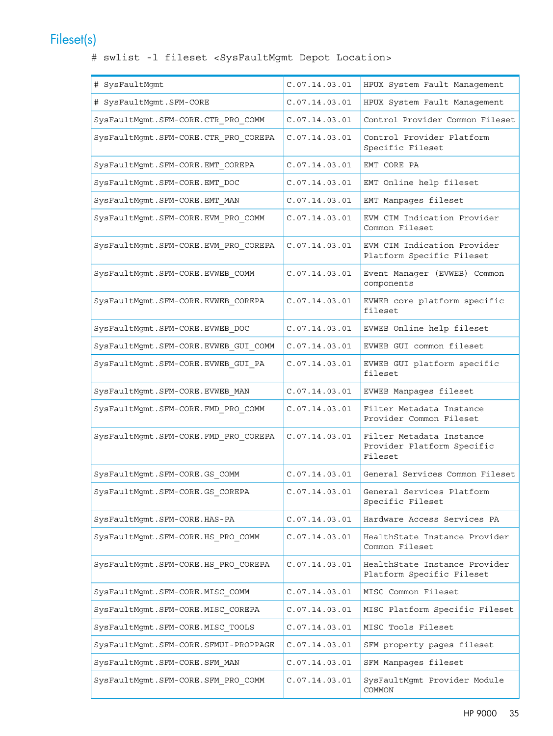## Fileset(s)

```
# swlist -l fileset <SysFaultMgmt Depot Location>
```

| | | |
|---|---|---|
| # SysFaultMgmt | C.07.14.03.01 | HPUX System Fault Management |
| # SysFaultMgmt.SFM-CORE | C.07.14.03.01 | HPUX System Fault Management |
| SysFaultMgmt.SFM-CORE.CTR_PRO_COMM | C.07.14.03.01 | Control Provider Common Fileset |
| SysFaultMgmt.SFM-CORE.CTR_PRO_COREPA | C.07.14.03.01 | Control Provider Platform Specific Fileset |
| SysFaultMgmt.SFM-CORE.EMT_COREPA | C.07.14.03.01 | EMT CORE PA |
| SysFaultMgmt.SFM-CORE.EMT_DOC | C.07.14.03.01 | EMT Online help fileset |
| SysFaultMgmt.SFM-CORE.EMT_MAN | C.07.14.03.01 | EMT Manpages fileset |
| SysFaultMgmt.SFM-CORE.EVM_PRO_COMM | C.07.14.03.01 | EVM CIM Indication Provider Common Fileset |
| SysFaultMgmt.SFM-CORE.EVM_PRO_COREPA | C.07.14.03.01 | EVM CIM Indication Provider Platform Specific Fileset |
| SysFaultMgmt.SFM-CORE.EVWEB_COMM | C.07.14.03.01 | Event Manager (EVWEB) Common components |
| SysFaultMgmt.SFM-CORE.EVWEB_COREPA | C.07.14.03.01 | EVWEB core platform specific fileset |
| SysFaultMgmt.SFM-CORE.EVWEB_DOC | C.07.14.03.01 | EVWEB Online help fileset |
| SysFaultMgmt.SFM-CORE.EVWEB_GUI_COMM | C.07.14.03.01 | EVWEB GUI common fileset |
| SysFaultMgmt.SFM-CORE.EVWEB_GUI_PA | C.07.14.03.01 | EVWEB GUI platform specific fileset |
| SysFaultMgmt.SFM-CORE.EVWEB_MAN | C.07.14.03.01 | EVWEB Manpages fileset |
| SysFaultMgmt.SFM-CORE.FMD_PRO_COMM | C.07.14.03.01 | Filter Metadata Instance Provider Common Fileset |
| SysFaultMgmt.SFM-CORE.FMD_PRO_COREPA | C.07.14.03.01 | Filter Metadata Instance Provider Platform Specific Fileset |
| SysFaultMgmt.SFM-CORE.GS_COMM | C.07.14.03.01 | General Services Common Fileset |
| SysFaultMgmt.SFM-CORE.GS_COREPA | C.07.14.03.01 | General Services Platform Specific Fileset |
| SysFaultMgmt.SFM-CORE.HAS-PA | C.07.14.03.01 | Hardware Access Services PA |
| SysFaultMgmt.SFM-CORE.HS_PRO_COMM | C.07.14.03.01 | HealthState Instance Provider Common Fileset |
| SysFaultMgmt.SFM-CORE.HS_PRO_COREPA | C.07.14.03.01 | HealthState Instance Provider Platform Specific Fileset |
| SysFaultMgmt.SFM-CORE.MISC_COMM | C.07.14.03.01 | MISC Common Fileset |
| SysFaultMgmt.SFM-CORE.MISC_COREPA | C.07.14.03.01 | MISC Platform Specific Fileset |
| SysFaultMgmt.SFM-CORE.MISC_TOOLS | C.07.14.03.01 | MISC Tools Fileset |
| SysFaultMgmt.SFM-CORE.SFMUI-PROPPAGE | C.07.14.03.01 | SFM property pages fileset |
| SysFaultMgmt.SFM-CORE.SFM_MAN | C.07.14.03.01 | SFM Manpages fileset |
| SysFaultMgmt.SFM-CORE.SFM_PRO_COMM | C.07.14.03.01 | SysFaultMgmt Provider Module COMMON |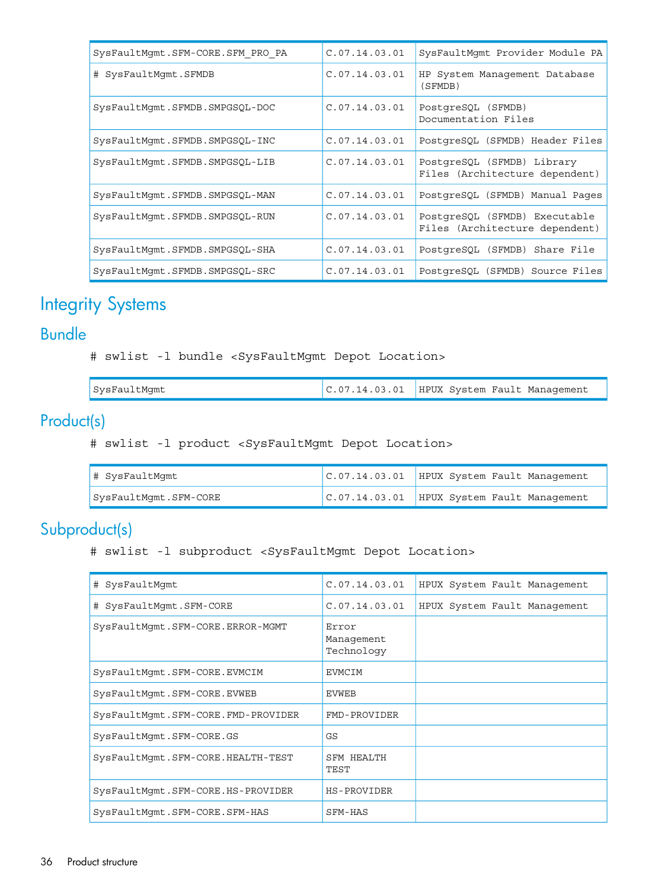| | | |
|---|---|---|
| SysFaultMgmt.SFM-CORE.SFM_PRO_PA | C.07.14.03.01 | SysFaultMgmt Provider Module PA |
| # SysFaultMgmt.SFMDB | C.07.14.03.01 | HP System Management Database (SFMDB) |
| SysFaultMgmt.SFMDB.SMPGSQL-DOC | C.07.14.03.01 | PostgreSQL (SFMDB) Documentation Files |
| SysFaultMgmt.SFMDB.SMPGSQL-INC | C.07.14.03.01 | PostgreSQL (SFMDB) Header Files |
| SysFaultMgmt.SFMDB.SMPGSQL-LIB | C.07.14.03.01 | PostgreSQL (SFMDB) Library Files (Architecture dependent) |
| SysFaultMgmt.SFMDB.SMPGSQL-MAN | C.07.14.03.01 | PostgreSQL (SFMDB) Manual Pages |
| SysFaultMgmt.SFMDB.SMPGSQL-RUN | C.07.14.03.01 | PostgreSQL (SFMDB) Executable Files (Architecture dependent) |
| SysFaultMgmt.SFMDB.SMPGSQL-SHA | C.07.14.03.01 | PostgreSQL (SFMDB) Share File |
| SysFaultMgmt.SFMDB.SMPGSQL-SRC | C.07.14.03.01 | PostgreSQL (SFMDB) Source Files |

# Integrity Systems

## Bundle

```
# swlist -l bundle <SysFaultMgmt Depot Location>
```

| | | |
|---|---|---|
| SysFaultMgmt | C.07.14.03.01 | HPUX System Fault Management |

## Product(s)

```
# swlist -l product <SysFaultMgmt Depot Location>
```

| | | |
|---|---|---|
| # SysFaultMgmt | C.07.14.03.01 | HPUX System Fault Management |
| SysFaultMgmt.SFM-CORE | C.07.14.03.01 | HPUX System Fault Management |

## Subproduct(s)

```
# swlist -l subproduct <SysFaultMgmt Depot Location>
```

| | | |
|---|---|---|
| # SysFaultMgmt | C.07.14.03.01 | HPUX System Fault Management |
| # SysFaultMgmt.SFM-CORE | C.07.14.03.01 | HPUX System Fault Management |
| SysFaultMgmt.SFM-CORE.ERROR-MGMT | Error Management Technology | |
| SysFaultMgmt.SFM-CORE.EVMCIM | EVMCIM | |
| SysFaultMgmt.SFM-CORE.EVWEB | EVWEB | |
| SysFaultMgmt.SFM-CORE.FMD-PROVIDER | FMD-PROVIDER | |
| SysFaultMgmt.SFM-CORE.GS | GS | |
| SysFaultMgmt.SFM-CORE.HEALTH-TEST | SFM HEALTH TEST | |
| SysFaultMgmt.SFM-CORE.HS-PROVIDER | HS-PROVIDER | |
| SysFaultMgmt.SFM-CORE.SFM-HAS | SFM-HAS | |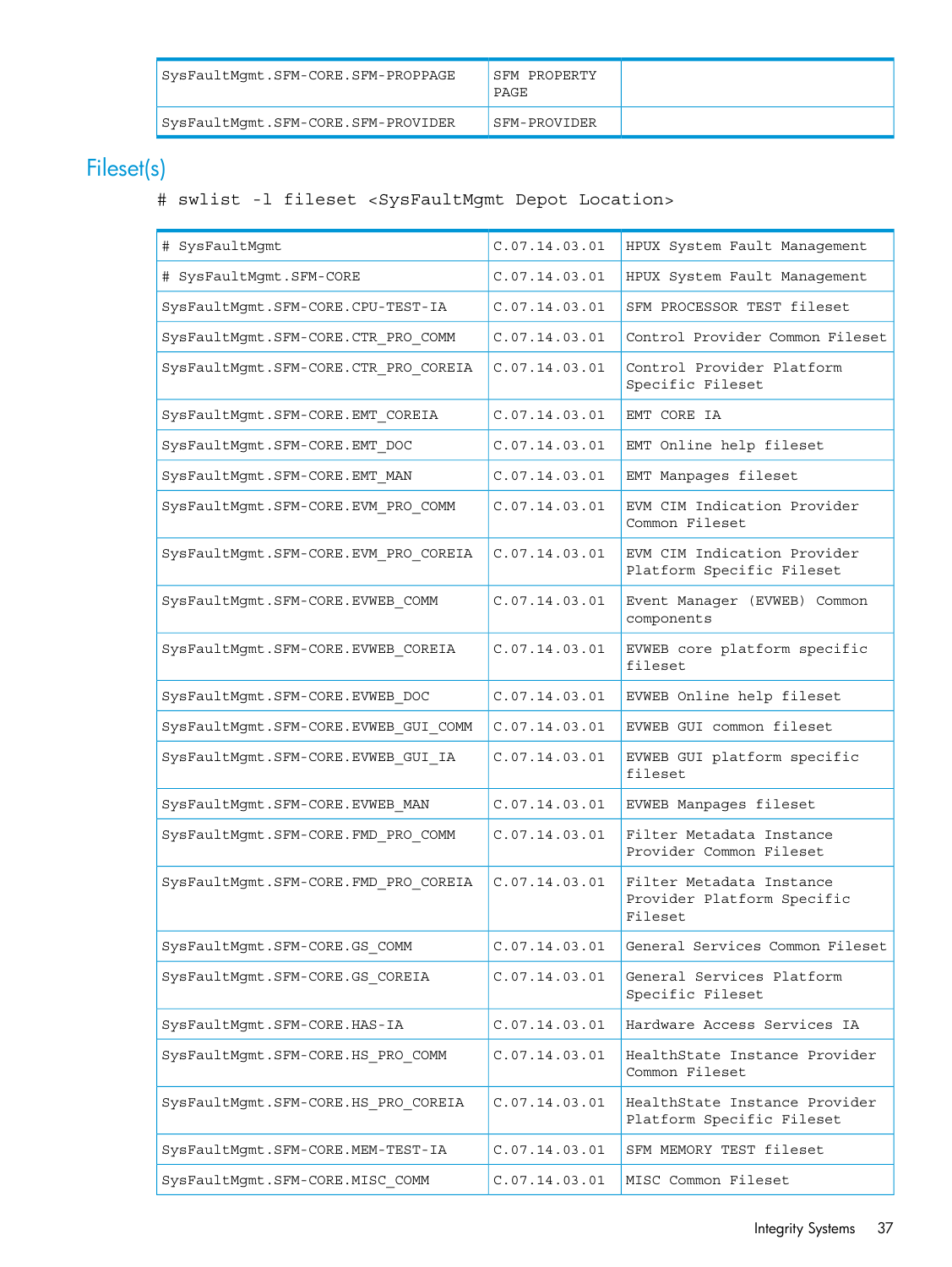| | | |
|---|---|---|
| SysFaultMgmt.SFM-CORE.SFM-PROPPAGE | SFM PROPERTY PAGE | |
| SysFaultMgmt.SFM-CORE.SFM-PROVIDER | SFM-PROVIDER | |

## Fileset(s)

```
# swlist -l fileset <SysFaultMgmt Depot Location>
```

| | | |
|---|---|---|
| # SysFaultMgmt | C.07.14.03.01 | HPUX System Fault Management |
| # SysFaultMgmt.SFM-CORE | C.07.14.03.01 | HPUX System Fault Management |
| SysFaultMgmt.SFM-CORE.CPU-TEST-IA | C.07.14.03.01 | SFM PROCESSOR TEST fileset |
| SysFaultMgmt.SFM-CORE.CTR_PRO_COMM | C.07.14.03.01 | Control Provider Common Fileset |
| SysFaultMgmt.SFM-CORE.CTR_PRO_COREIA | C.07.14.03.01 | Control Provider Platform Specific Fileset |
| SysFaultMgmt.SFM-CORE.EMT_COREIA | C.07.14.03.01 | EMT CORE IA |
| SysFaultMgmt.SFM-CORE.EMT_DOC | C.07.14.03.01 | EMT Online help fileset |
| SysFaultMgmt.SFM-CORE.EMT_MAN | C.07.14.03.01 | EMT Manpages fileset |
| SysFaultMgmt.SFM-CORE.EVM_PRO_COMM | C.07.14.03.01 | EVM CIM Indication Provider Common Fileset |
| SysFaultMgmt.SFM-CORE.EVM_PRO_COREIA | C.07.14.03.01 | EVM CIM Indication Provider Platform Specific Fileset |
| SysFaultMgmt.SFM-CORE.EVWEB_COMM | C.07.14.03.01 | Event Manager (EVWEB) Common components |
| SysFaultMgmt.SFM-CORE.EVWEB_COREIA | C.07.14.03.01 | EVWEB core platform specific fileset |
| SysFaultMgmt.SFM-CORE.EVWEB_DOC | C.07.14.03.01 | EVWEB Online help fileset |
| SysFaultMgmt.SFM-CORE.EVWEB_GUI_COMM | C.07.14.03.01 | EVWEB GUI common fileset |
| SysFaultMgmt.SFM-CORE.EVWEB_GUI_IA | C.07.14.03.01 | EVWEB GUI platform specific fileset |
| SysFaultMgmt.SFM-CORE.EVWEB_MAN | C.07.14.03.01 | EVWEB Manpages fileset |
| SysFaultMgmt.SFM-CORE.FMD_PRO_COMM | C.07.14.03.01 | Filter Metadata Instance Provider Common Fileset |
| SysFaultMgmt.SFM-CORE.FMD_PRO_COREIA | C.07.14.03.01 | Filter Metadata Instance Provider Platform Specific Fileset |
| SysFaultMgmt.SFM-CORE.GS_COMM | C.07.14.03.01 | General Services Common Fileset |
| SysFaultMgmt.SFM-CORE.GS_COREIA | C.07.14.03.01 | General Services Platform Specific Fileset |
| SysFaultMgmt.SFM-CORE.HAS-IA | C.07.14.03.01 | Hardware Access Services IA |
| SysFaultMgmt.SFM-CORE.HS_PRO_COMM | C.07.14.03.01 | HealthState Instance Provider Common Fileset |
| SysFaultMgmt.SFM-CORE.HS_PRO_COREIA | C.07.14.03.01 | HealthState Instance Provider Platform Specific Fileset |
| SysFaultMgmt.SFM-CORE.MEM-TEST-IA | C.07.14.03.01 | SFM MEMORY TEST fileset |
| SysFaultMgmt.SFM-CORE.MISC_COMM | C.07.14.03.01 | MISC Common Fileset |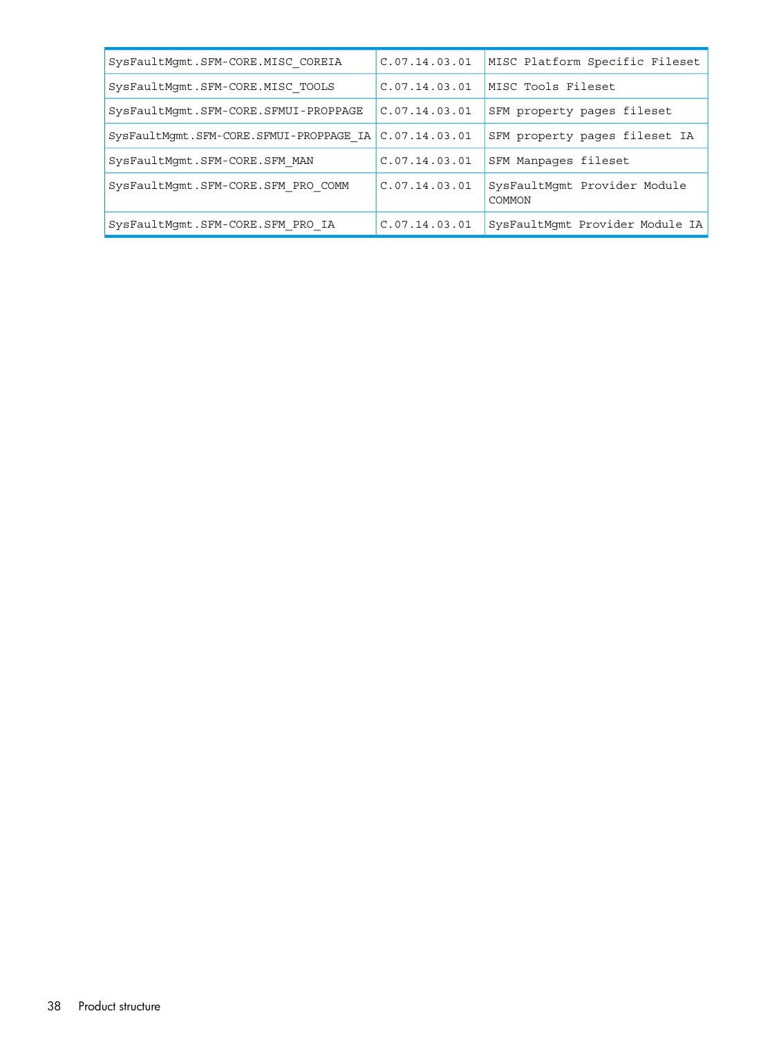| | | |
|---|---|---|
| SysFaultMgmt.SFM-CORE.MISC_COREIA | C.07.14.03.01 | MISC Platform Specific Fileset |
| SysFaultMgmt.SFM-CORE.MISC_TOOLS | C.07.14.03.01 | MISC Tools Fileset |
| SysFaultMgmt.SFM-CORE.SFMUI-PROPPAGE | C.07.14.03.01 | SFM property pages fileset |
| SysFaultMgmt.SFM-CORE.SFMUI-PROPPAGE_IA | C.07.14.03.01 | SFM property pages fileset IA |
| SysFaultMgmt.SFM-CORE.SFM_MAN | C.07.14.03.01 | SFM Manpages fileset |
| SysFaultMgmt.SFM-CORE.SFM_PRO_COMM | C.07.14.03.01 | SysFaultMgmt Provider Module COMMON |
| SysFaultMgmt.SFM-CORE.SFM_PRO_IA | C.07.14.03.01 | SysFaultMgmt Provider Module IA |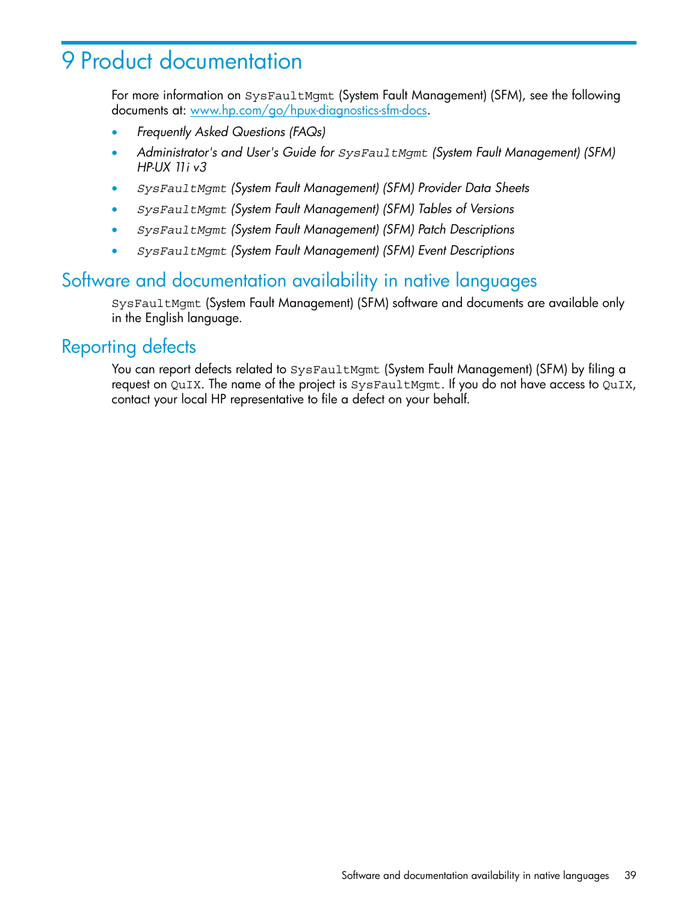# 9 Product documentation

For more information on `SysFaultMgmt` (System Fault Management) (SFM), see the following documents at: [www.hp.com/go/hpux-diagnostics-sfm-docs](www.hp.com/go/hpux-diagnostics-sfm-docs).

- *Frequently Asked Questions (FAQs)*
- *Administrator's and User's Guide for `SysFaultMgmt` (System Fault Management) (SFM) HP-UX 11i v3*
- *`SysFaultMgmt` (System Fault Management) (SFM) Provider Data Sheets*
- *`SysFaultMgmt` (System Fault Management) (SFM) Tables of Versions*
- *`SysFaultMgmt` (System Fault Management) (SFM) Patch Descriptions*
- *`SysFaultMgmt` (System Fault Management) (SFM) Event Descriptions*

## Software and documentation availability in native languages

`SysFaultMgmt` (System Fault Management) (SFM) software and documents are available only in the English language.

## Reporting defects

You can report defects related to `SysFaultMgmt` (System Fault Management) (SFM) by filing a request on `QuIX`. The name of the project is `SysFaultMgmt`. If you do not have access to `QuIX`, contact your local HP representative to file a defect on your behalf.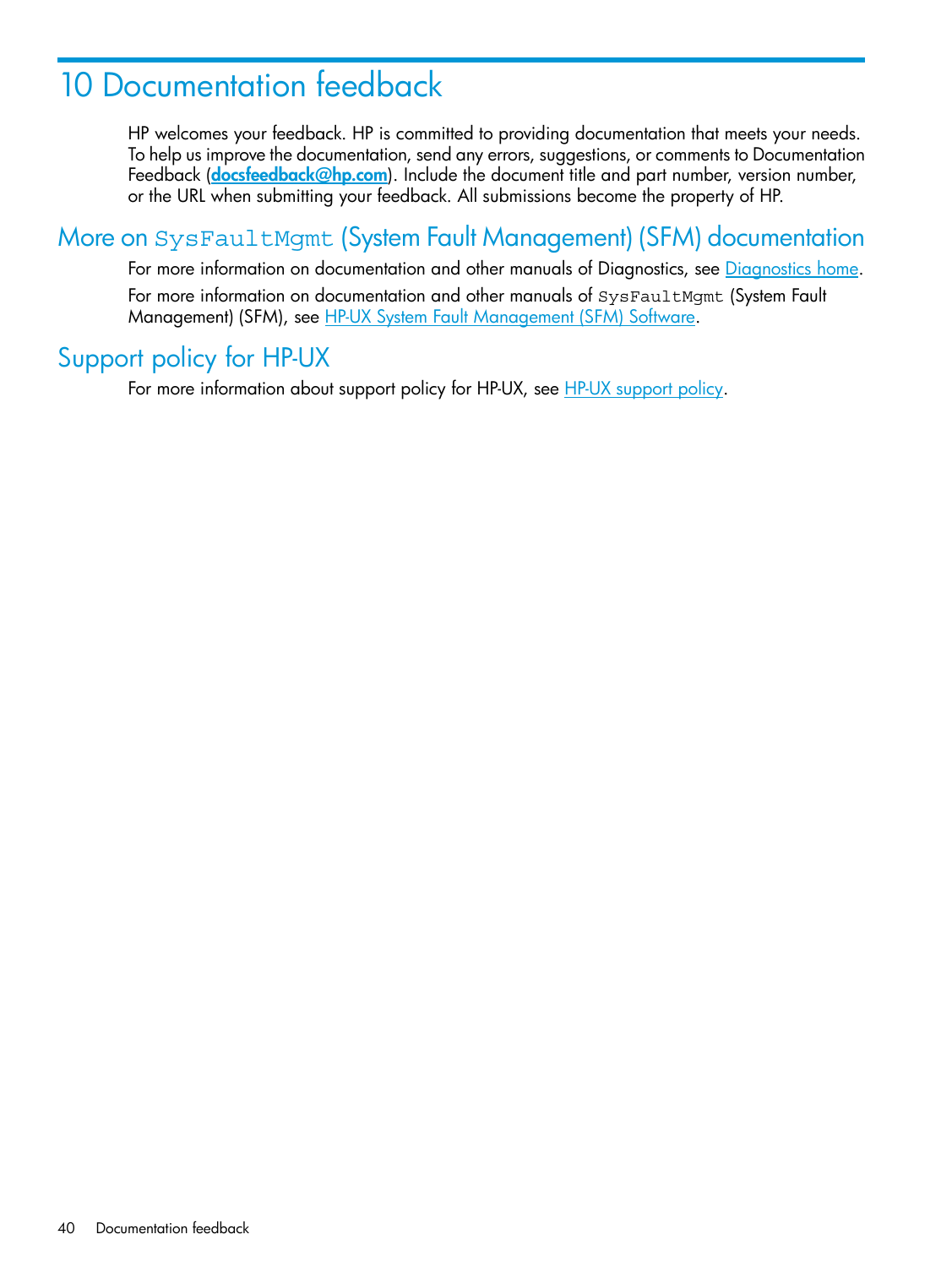# 10 Documentation feedback

HP welcomes your feedback. HP is committed to providing documentation that meets your needs. To help us improve the documentation, send any errors, suggestions, or comments to Documentation Feedback (**docsfeedback@hp.com**). Include the document title and part number, version number, or the URL when submitting your feedback. All submissions become the property of HP.

## More on `SysFaultMgmt` (System Fault Management) (SFM) documentation

For more information on documentation and other manuals of Diagnostics, see Diagnostics home.

For more information on documentation and other manuals of `SysFaultMgmt` (System Fault Management) (SFM), see HP-UX System Fault Management (SFM) Software.

## Support policy for HP-UX

For more information about support policy for HP-UX, see HP-UX support policy.